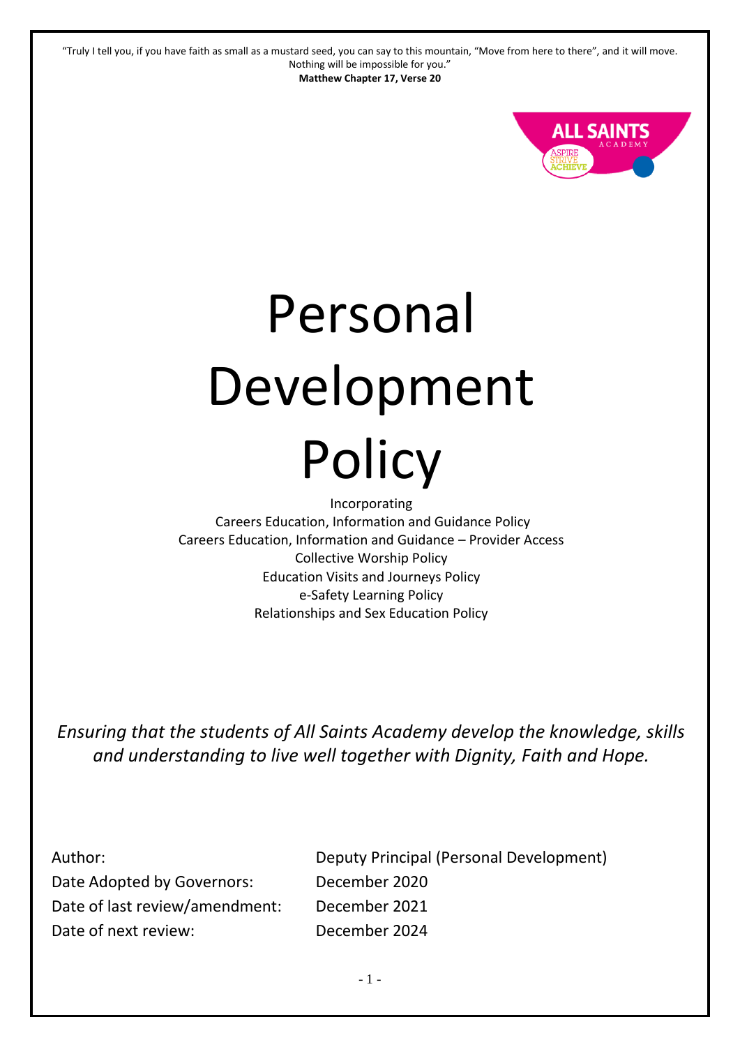"Truly I tell you, if you have faith as small as a mustard seed, you can say to this mountain, "Move from here to there", and it will move. Nothing will be impossible for you."
**Matthew Chapter 17, Verse 20**

# Personal Development Policy

Incorporating
Careers Education, Information and Guidance Policy
Careers Education, Information and Guidance – Provider Access
Collective Worship Policy
Education Visits and Journeys Policy
e-Safety Learning Policy
Relationships and Sex Education Policy

*Ensuring that the students of All Saints Academy develop the knowledge, skills and understanding to live well together with Dignity, Faith and Hope.*

| | |
|---|---|
| Author: | Deputy Principal (Personal Development) |
| Date Adopted by Governors: | December 2020 |
| Date of last review/amendment: | December 2021 |
| Date of next review: | December 2024 |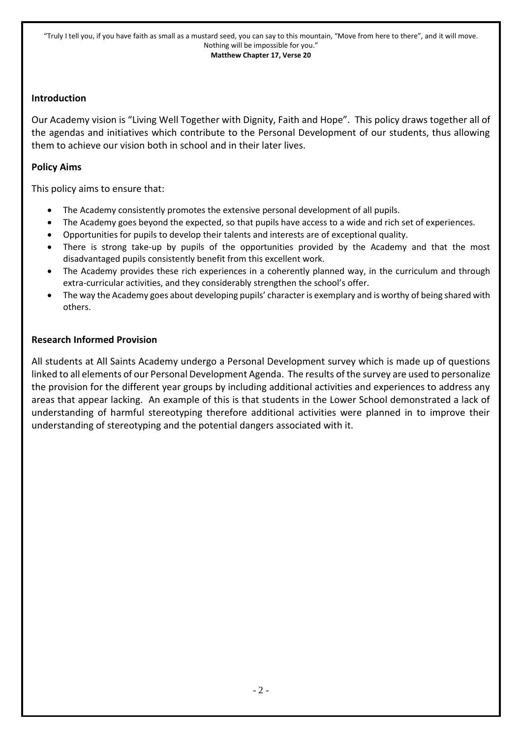"Truly I tell you, if you have faith as small as a mustard seed, you can say to this mountain, "Move from here to there", and it will move. Nothing will be impossible for you."
**Matthew Chapter 17, Verse 20**

## Introduction

Our Academy vision is "Living Well Together with Dignity, Faith and Hope". This policy draws together all of the agendas and initiatives which contribute to the Personal Development of our students, thus allowing them to achieve our vision both in school and in their later lives.

## Policy Aims

This policy aims to ensure that:

- The Academy consistently promotes the extensive personal development of all pupils.
- The Academy goes beyond the expected, so that pupils have access to a wide and rich set of experiences.
- Opportunities for pupils to develop their talents and interests are of exceptional quality.
- There is strong take-up by pupils of the opportunities provided by the Academy and that the most disadvantaged pupils consistently benefit from this excellent work.
- The Academy provides these rich experiences in a coherently planned way, in the curriculum and through extra-curricular activities, and they considerably strengthen the school's offer.
- The way the Academy goes about developing pupils' character is exemplary and is worthy of being shared with others.

## Research Informed Provision

All students at All Saints Academy undergo a Personal Development survey which is made up of questions linked to all elements of our Personal Development Agenda. The results of the survey are used to personalize the provision for the different year groups by including additional activities and experiences to address any areas that appear lacking. An example of this is that students in the Lower School demonstrated a lack of understanding of harmful stereotyping therefore additional activities were planned in to improve their understanding of stereotyping and the potential dangers associated with it.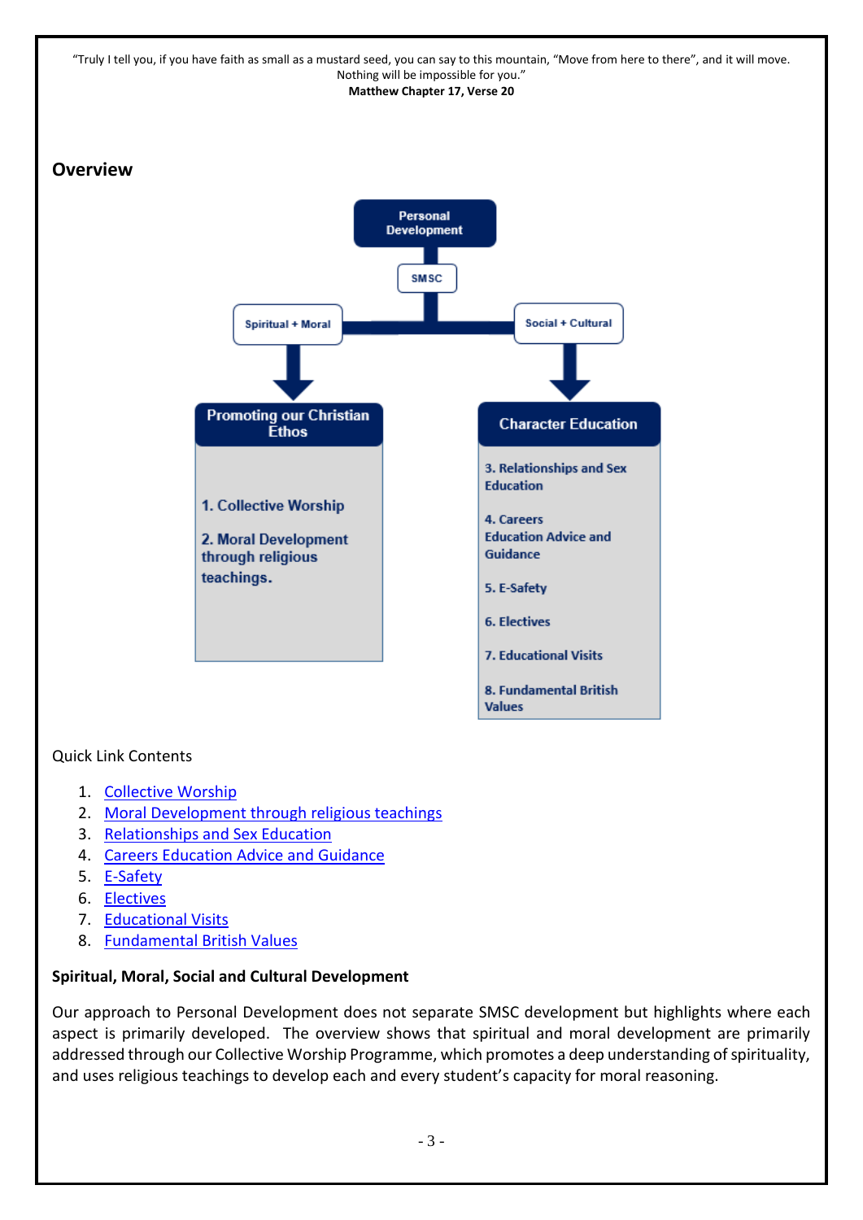"Truly I tell you, if you have faith as small as a mustard seed, you can say to this mountain, "Move from here to there", and it will move. Nothing will be impossible for you."
**Matthew Chapter 17, Verse 20**

## Overview

Personal Development

SMSC

Spiritual + Moral

Social + Cultural

**Promoting our Christian Ethos**

1. Collective Worship
2. Moral Development through religious teachings.

**Character Education**

3. Relationships and Sex Education
4. Careers Education Advice and Guidance
5. E-Safety
6. Electives
7. Educational Visits
8. Fundamental British Values

Quick Link Contents

1. Collective Worship
2. Moral Development through religious teachings
3. Relationships and Sex Education
4. Careers Education Advice and Guidance
5. E-Safety
6. Electives
7. Educational Visits
8. Fundamental British Values

**Spiritual, Moral, Social and Cultural Development**

Our approach to Personal Development does not separate SMSC development but highlights where each aspect is primarily developed. The overview shows that spiritual and moral development are primarily addressed through our Collective Worship Programme, which promotes a deep understanding of spirituality, and uses religious teachings to develop each and every student's capacity for moral reasoning.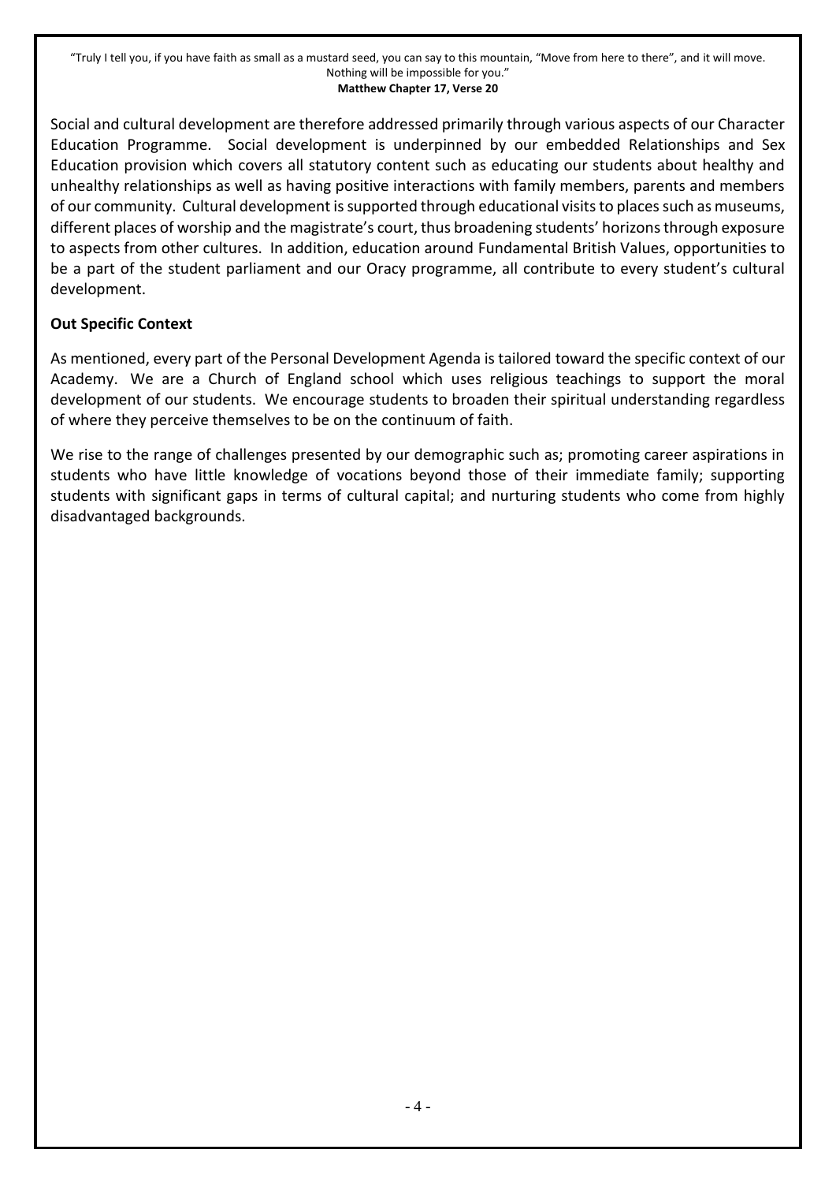Social and cultural development are therefore addressed primarily through various aspects of our Character Education Programme. Social development is underpinned by our embedded Relationships and Sex Education provision which covers all statutory content such as educating our students about healthy and unhealthy relationships as well as having positive interactions with family members, parents and members of our community. Cultural development is supported through educational visits to places such as museums, different places of worship and the magistrate's court, thus broadening students' horizons through exposure to aspects from other cultures. In addition, education around Fundamental British Values, opportunities to be a part of the student parliament and our Oracy programme, all contribute to every student's cultural development.

**Out Specific Context**

As mentioned, every part of the Personal Development Agenda is tailored toward the specific context of our Academy. We are a Church of England school which uses religious teachings to support the moral development of our students. We encourage students to broaden their spiritual understanding regardless of where they perceive themselves to be on the continuum of faith.

We rise to the range of challenges presented by our demographic such as; promoting career aspirations in students who have little knowledge of vocations beyond those of their immediate family; supporting students with significant gaps in terms of cultural capital; and nurturing students who come from highly disadvantaged backgrounds.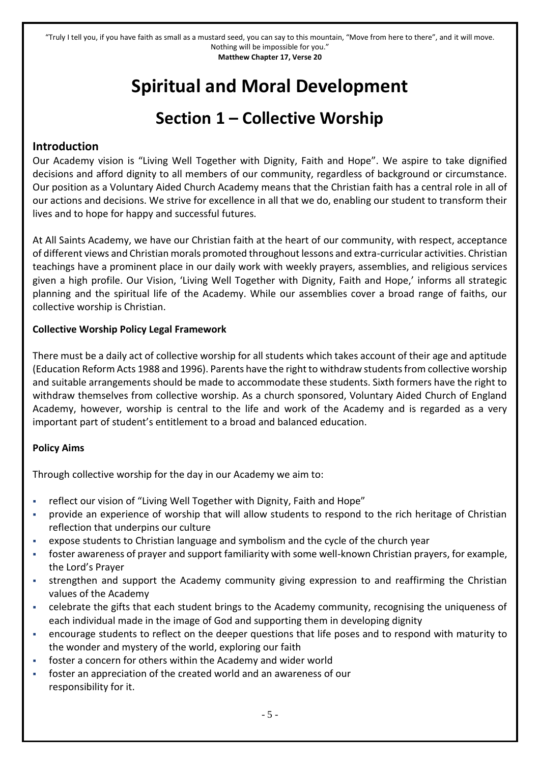"Truly I tell you, if you have faith as small as a mustard seed, you can say to this mountain, "Move from here to there", and it will move. Nothing will be impossible for you."
**Matthew Chapter 17, Verse 20**

# Spiritual and Moral Development

## Section 1 – Collective Worship

### Introduction

Our Academy vision is "Living Well Together with Dignity, Faith and Hope". We aspire to take dignified decisions and afford dignity to all members of our community, regardless of background or circumstance. Our position as a Voluntary Aided Church Academy means that the Christian faith has a central role in all of our actions and decisions. We strive for excellence in all that we do, enabling our student to transform their lives and to hope for happy and successful futures.

At All Saints Academy, we have our Christian faith at the heart of our community, with respect, acceptance of different views and Christian morals promoted throughout lessons and extra-curricular activities. Christian teachings have a prominent place in our daily work with weekly prayers, assemblies, and religious services given a high profile. Our Vision, 'Living Well Together with Dignity, Faith and Hope,' informs all strategic planning and the spiritual life of the Academy. While our assemblies cover a broad range of faiths, our collective worship is Christian.

**Collective Worship Policy Legal Framework**

There must be a daily act of collective worship for all students which takes account of their age and aptitude (Education Reform Acts 1988 and 1996). Parents have the right to withdraw students from collective worship and suitable arrangements should be made to accommodate these students. Sixth formers have the right to withdraw themselves from collective worship. As a church sponsored, Voluntary Aided Church of England Academy, however, worship is central to the life and work of the Academy and is regarded as a very important part of student's entitlement to a broad and balanced education.

**Policy Aims**

Through collective worship for the day in our Academy we aim to:

- reflect our vision of "Living Well Together with Dignity, Faith and Hope"
- provide an experience of worship that will allow students to respond to the rich heritage of Christian reflection that underpins our culture
- expose students to Christian language and symbolism and the cycle of the church year
- foster awareness of prayer and support familiarity with some well-known Christian prayers, for example, the Lord's Prayer
- strengthen and support the Academy community giving expression to and reaffirming the Christian values of the Academy
- celebrate the gifts that each student brings to the Academy community, recognising the uniqueness of each individual made in the image of God and supporting them in developing dignity
- encourage students to reflect on the deeper questions that life poses and to respond with maturity to the wonder and mystery of the world, exploring our faith
- foster a concern for others within the Academy and wider world
- foster an appreciation of the created world and an awareness of our responsibility for it.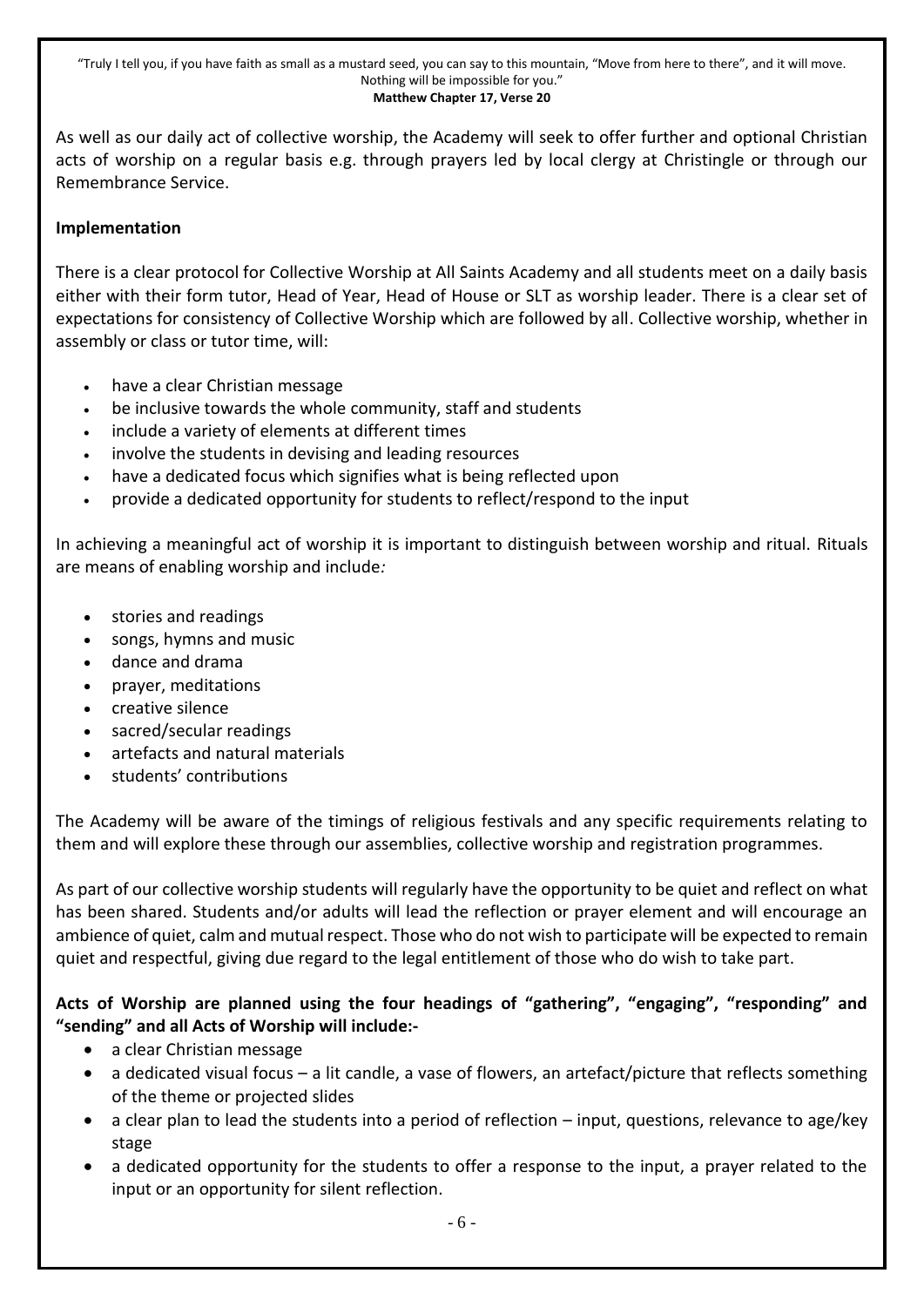"Truly I tell you, if you have faith as small as a mustard seed, you can say to this mountain, "Move from here to there", and it will move. Nothing will be impossible for you."
**Matthew Chapter 17, Verse 20**

As well as our daily act of collective worship, the Academy will seek to offer further and optional Christian acts of worship on a regular basis e.g. through prayers led by local clergy at Christingle or through our Remembrance Service.

**Implementation**

There is a clear protocol for Collective Worship at All Saints Academy and all students meet on a daily basis either with their form tutor, Head of Year, Head of House or SLT as worship leader. There is a clear set of expectations for consistency of Collective Worship which are followed by all. Collective worship, whether in assembly or class or tutor time, will:

- have a clear Christian message
- be inclusive towards the whole community, staff and students
- include a variety of elements at different times
- involve the students in devising and leading resources
- have a dedicated focus which signifies what is being reflected upon
- provide a dedicated opportunity for students to reflect/respond to the input

In achieving a meaningful act of worship it is important to distinguish between worship and ritual. Rituals are means of enabling worship and include*:*

- stories and readings
- songs, hymns and music
- dance and drama
- prayer, meditations
- creative silence
- sacred/secular readings
- artefacts and natural materials
- students' contributions

The Academy will be aware of the timings of religious festivals and any specific requirements relating to them and will explore these through our assemblies, collective worship and registration programmes.

As part of our collective worship students will regularly have the opportunity to be quiet and reflect on what has been shared. Students and/or adults will lead the reflection or prayer element and will encourage an ambience of quiet, calm and mutual respect. Those who do not wish to participate will be expected to remain quiet and respectful, giving due regard to the legal entitlement of those who do wish to take part.

**Acts of Worship are planned using the four headings of "gathering", "engaging", "responding" and "sending" and all Acts of Worship will include:-**

- a clear Christian message
- a dedicated visual focus – a lit candle, a vase of flowers, an artefact/picture that reflects something of the theme or projected slides
- a clear plan to lead the students into a period of reflection – input, questions, relevance to age/key stage
- a dedicated opportunity for the students to offer a response to the input, a prayer related to the input or an opportunity for silent reflection.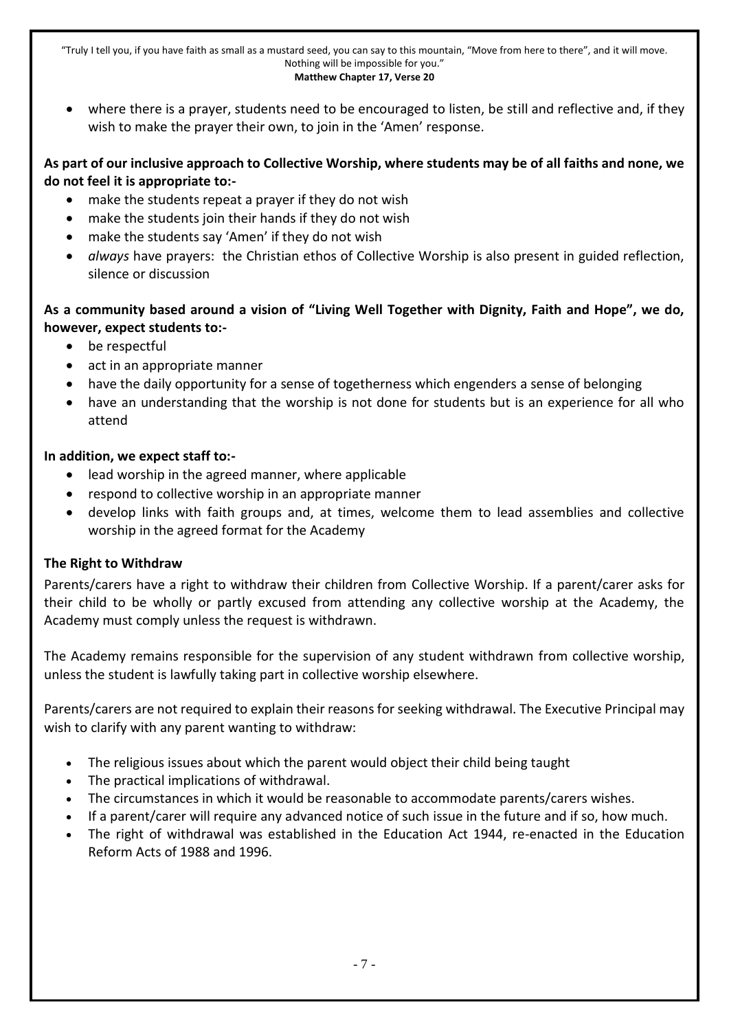- where there is a prayer, students need to be encouraged to listen, be still and reflective and, if they wish to make the prayer their own, to join in the 'Amen' response.

**As part of our inclusive approach to Collective Worship, where students may be of all faiths and none, we do not feel it is appropriate to:-**

- make the students repeat a prayer if they do not wish
- make the students join their hands if they do not wish
- make the students say 'Amen' if they do not wish
- *always* have prayers: the Christian ethos of Collective Worship is also present in guided reflection, silence or discussion

**As a community based around a vision of "Living Well Together with Dignity, Faith and Hope", we do, however, expect students to:-**

- be respectful
- act in an appropriate manner
- have the daily opportunity for a sense of togetherness which engenders a sense of belonging
- have an understanding that the worship is not done for students but is an experience for all who attend

**In addition, we expect staff to:-**

- lead worship in the agreed manner, where applicable
- respond to collective worship in an appropriate manner
- develop links with faith groups and, at times, welcome them to lead assemblies and collective worship in the agreed format for the Academy

**The Right to Withdraw**

Parents/carers have a right to withdraw their children from Collective Worship. If a parent/carer asks for their child to be wholly or partly excused from attending any collective worship at the Academy, the Academy must comply unless the request is withdrawn.

The Academy remains responsible for the supervision of any student withdrawn from collective worship, unless the student is lawfully taking part in collective worship elsewhere.

Parents/carers are not required to explain their reasons for seeking withdrawal. The Executive Principal may wish to clarify with any parent wanting to withdraw:

- The religious issues about which the parent would object their child being taught
- The practical implications of withdrawal.
- The circumstances in which it would be reasonable to accommodate parents/carers wishes.
- If a parent/carer will require any advanced notice of such issue in the future and if so, how much.
- The right of withdrawal was established in the Education Act 1944, re-enacted in the Education Reform Acts of 1988 and 1996.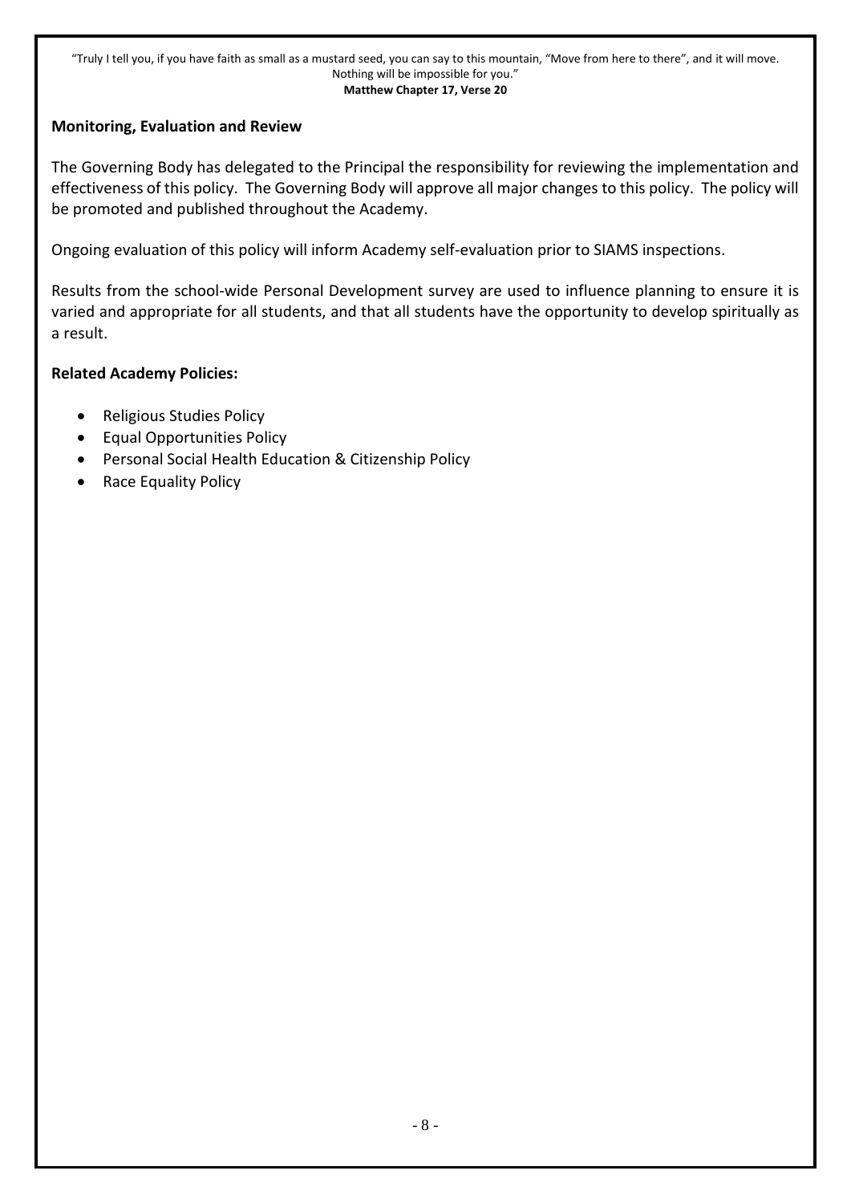**Monitoring, Evaluation and Review**

The Governing Body has delegated to the Principal the responsibility for reviewing the implementation and effectiveness of this policy. The Governing Body will approve all major changes to this policy. The policy will be promoted and published throughout the Academy.

Ongoing evaluation of this policy will inform Academy self-evaluation prior to SIAMS inspections.

Results from the school-wide Personal Development survey are used to influence planning to ensure it is varied and appropriate for all students, and that all students have the opportunity to develop spiritually as a result.

**Related Academy Policies:**

- Religious Studies Policy
- Equal Opportunities Policy
- Personal Social Health Education & Citizenship Policy
- Race Equality Policy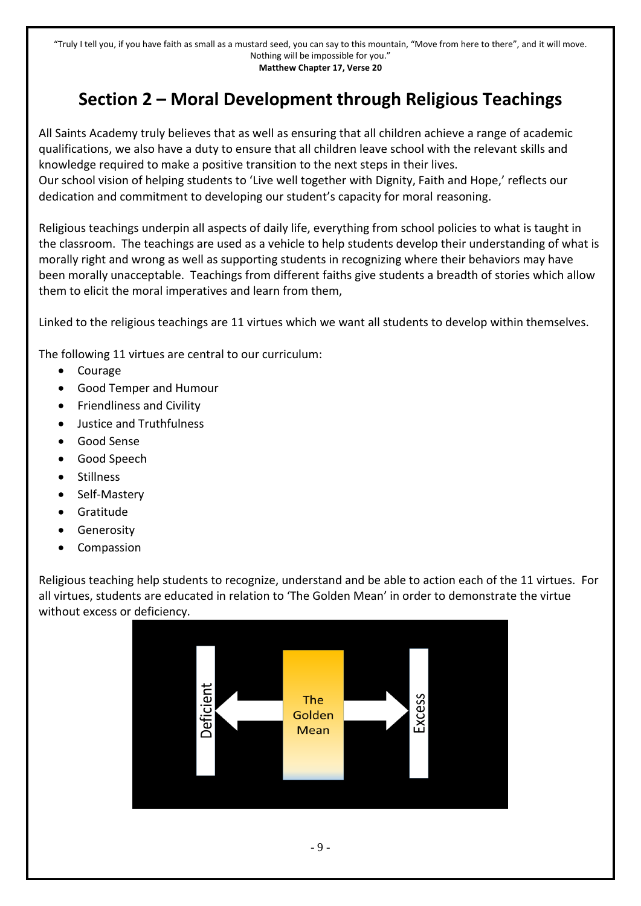"Truly I tell you, if you have faith as small as a mustard seed, you can say to this mountain, "Move from here to there", and it will move. Nothing will be impossible for you."
**Matthew Chapter 17, Verse 20**

# Section 2 – Moral Development through Religious Teachings

All Saints Academy truly believes that as well as ensuring that all children achieve a range of academic qualifications, we also have a duty to ensure that all children leave school with the relevant skills and knowledge required to make a positive transition to the next steps in their lives.
Our school vision of helping students to 'Live well together with Dignity, Faith and Hope,' reflects our dedication and commitment to developing our student's capacity for moral reasoning.

Religious teachings underpin all aspects of daily life, everything from school policies to what is taught in the classroom. The teachings are used as a vehicle to help students develop their understanding of what is morally right and wrong as well as supporting students in recognizing where their behaviors may have been morally unacceptable. Teachings from different faiths give students a breadth of stories which allow them to elicit the moral imperatives and learn from them,

Linked to the religious teachings are 11 virtues which we want all students to develop within themselves.

The following 11 virtues are central to our curriculum:

- Courage
- Good Temper and Humour
- Friendliness and Civility
- Justice and Truthfulness
- Good Sense
- Good Speech
- Stillness
- Self-Mastery
- Gratitude
- Generosity
- Compassion

Religious teaching help students to recognize, understand and be able to action each of the 11 virtues. For all virtues, students are educated in relation to 'The Golden Mean' in order to demonstrate the virtue without excess or deficiency.

Deficient ← The Golden Mean → Excess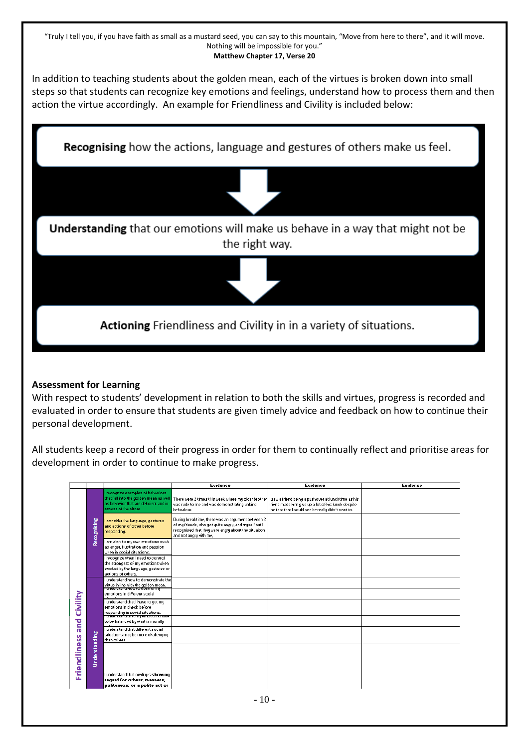"Truly I tell you, if you have faith as small as a mustard seed, you can say to this mountain, "Move from here to there", and it will move. Nothing will be impossible for you."
**Matthew Chapter 17, Verse 20**

In addition to teaching students about the golden mean, each of the virtues is broken down into small steps so that students can recognize key emotions and feelings, understand how to process them and then action the virtue accordingly. An example for Friendliness and Civility is included below:

**Recognising** how the actions, language and gestures of others make us feel.

↓

**Understanding** that our emotions will make us behave in a way that might not be the right way.

↓

**Actioning** Friendliness and Civility in in a variety of situations.

## Assessment for Learning

With respect to students' development in relation to both the skills and virtues, progress is recorded and evaluated in order to ensure that students are given timely advice and feedback on how to continue their personal development.

All students keep a record of their progress in order for them to continually reflect and prioritise areas for development in order to continue to make progress.

| | | | Evidence | Evidence | Evidence |
|---|---|---|---|---|---|
| Friendliness and Civility | Recognising | I recognize examples of behaviors that fall into the golden mean as well as behavior that are deficient and in excess of the virtue | There were 2 times this week where my older brother was rude to me and was demonstrating unkind behaviour. | I saw a friend being a pushover at lunchtime as his friend made him give up a lot of his lunch despite the fact that I could see he really didn't want to. | |
| | | I consider the language, gestures and actions of other before responding. | During breaktime, there was an argument between 2 of my friends, who got quite angry, and myself but I recognised that they were angry about the situation and not angry with me. | | |
| | | I am alert to my own emotions such as anger, frustration and passion when in social situations. | | | |
| | | I recognize when I need to control the strongest of my emotions when evoked by the language, gestures or actions of others. | | | |
| | Understanding | I understand how to demonstrate the virtue in line with the golden mean. | | | |
| | | I understand how to control my emotions in different social situations. | | | |
| | | I understand that I have to get my emotions in check before responding in social situations. | | | |
| | | I understand that my emotions need to be balanced by what is morally right. | | | |
| | | I understand that different social situations may be more challenging than others. | | | |
| | | I understand that civility is **showing regard for others; manners; politeness; or a polite act or** | | | |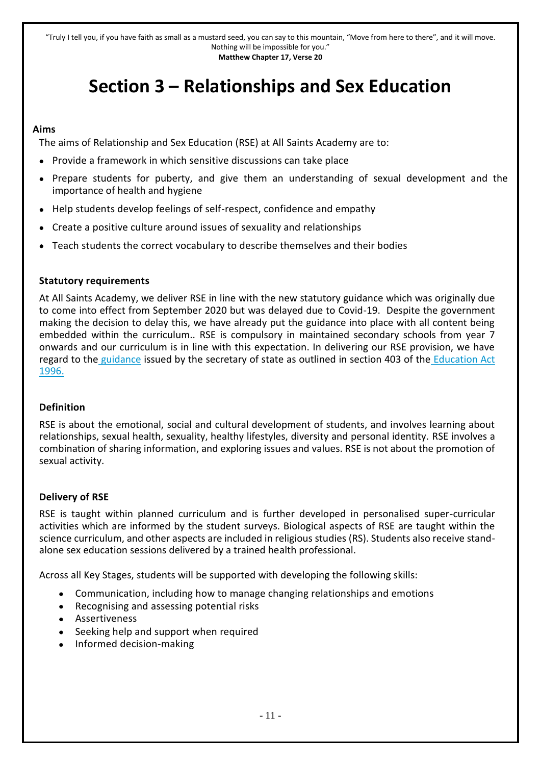"Truly I tell you, if you have faith as small as a mustard seed, you can say to this mountain, "Move from here to there", and it will move. Nothing will be impossible for you."
**Matthew Chapter 17, Verse 20**

# Section 3 – Relationships and Sex Education

**Aims**

The aims of Relationship and Sex Education (RSE) at All Saints Academy are to:

- Provide a framework in which sensitive discussions can take place
- Prepare students for puberty, and give them an understanding of sexual development and the importance of health and hygiene
- Help students develop feelings of self-respect, confidence and empathy
- Create a positive culture around issues of sexuality and relationships
- Teach students the correct vocabulary to describe themselves and their bodies

**Statutory requirements**

At All Saints Academy, we deliver RSE in line with the new statutory guidance which was originally due to come into effect from September 2020 but was delayed due to Covid-19. Despite the government making the decision to delay this, we have already put the guidance into place with all content being embedded within the curriculum.. RSE is compulsory in maintained secondary schools from year 7 onwards and our curriculum is in line with this expectation. In delivering our RSE provision, we have regard to the guidance issued by the secretary of state as outlined in section 403 of the Education Act 1996.

**Definition**

RSE is about the emotional, social and cultural development of students, and involves learning about relationships, sexual health, sexuality, healthy lifestyles, diversity and personal identity. RSE involves a combination of sharing information, and exploring issues and values. RSE is not about the promotion of sexual activity.

**Delivery of RSE**

RSE is taught within planned curriculum and is further developed in personalised super-curricular activities which are informed by the student surveys. Biological aspects of RSE are taught within the science curriculum, and other aspects are included in religious studies (RS). Students also receive stand-alone sex education sessions delivered by a trained health professional.

Across all Key Stages, students will be supported with developing the following skills:

- Communication, including how to manage changing relationships and emotions
- Recognising and assessing potential risks
- Assertiveness
- Seeking help and support when required
- Informed decision-making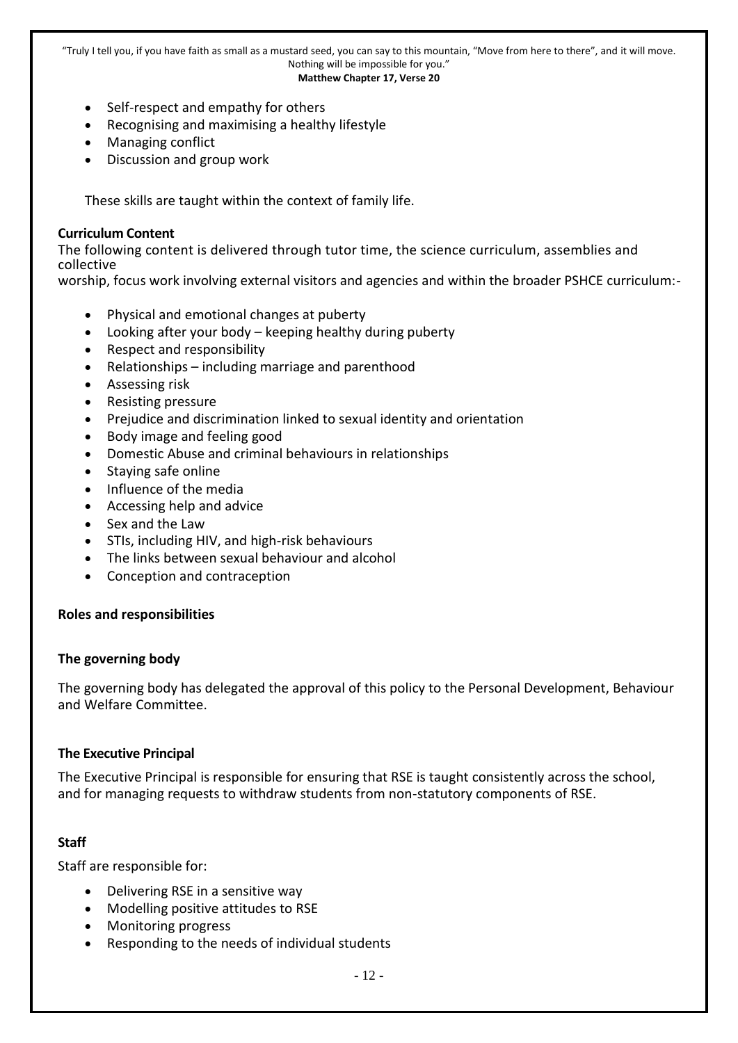- Self-respect and empathy for others
- Recognising and maximising a healthy lifestyle
- Managing conflict
- Discussion and group work

These skills are taught within the context of family life.

**Curriculum Content**

The following content is delivered through tutor time, the science curriculum, assemblies and collective worship, focus work involving external visitors and agencies and within the broader PSHCE curriculum:-

- Physical and emotional changes at puberty
- Looking after your body – keeping healthy during puberty
- Respect and responsibility
- Relationships – including marriage and parenthood
- Assessing risk
- Resisting pressure
- Prejudice and discrimination linked to sexual identity and orientation
- Body image and feeling good
- Domestic Abuse and criminal behaviours in relationships
- Staying safe online
- Influence of the media
- Accessing help and advice
- Sex and the Law
- STIs, including HIV, and high-risk behaviours
- The links between sexual behaviour and alcohol
- Conception and contraception

**Roles and responsibilities**

**The governing body**

The governing body has delegated the approval of this policy to the Personal Development, Behaviour and Welfare Committee.

**The Executive Principal**

The Executive Principal is responsible for ensuring that RSE is taught consistently across the school, and for managing requests to withdraw students from non-statutory components of RSE.

**Staff**

Staff are responsible for:

- Delivering RSE in a sensitive way
- Modelling positive attitudes to RSE
- Monitoring progress
- Responding to the needs of individual students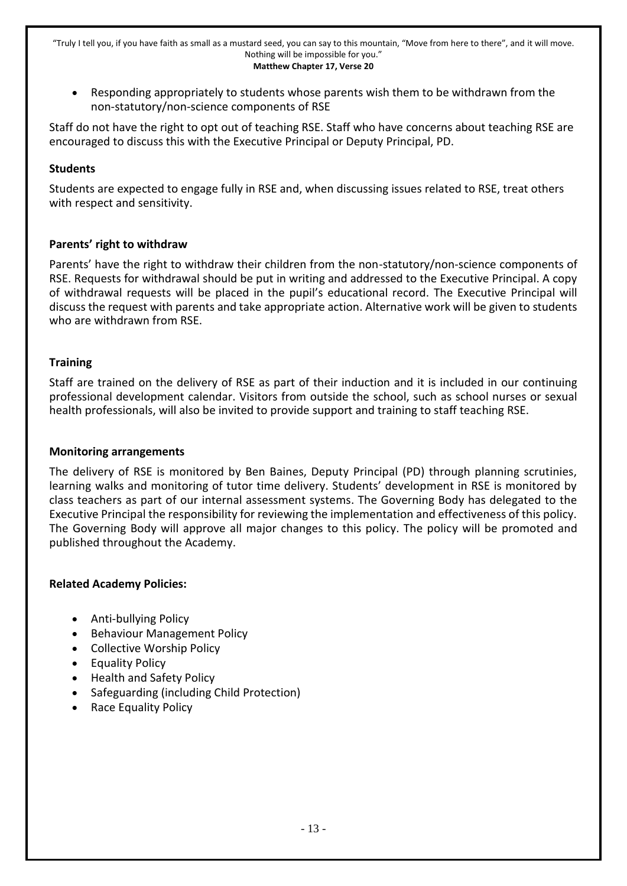- Responding appropriately to students whose parents wish them to be withdrawn from the non-statutory/non-science components of RSE

Staff do not have the right to opt out of teaching RSE. Staff who have concerns about teaching RSE are encouraged to discuss this with the Executive Principal or Deputy Principal, PD.

**Students**

Students are expected to engage fully in RSE and, when discussing issues related to RSE, treat others with respect and sensitivity.

**Parents' right to withdraw**

Parents' have the right to withdraw their children from the non-statutory/non-science components of RSE. Requests for withdrawal should be put in writing and addressed to the Executive Principal. A copy of withdrawal requests will be placed in the pupil's educational record. The Executive Principal will discuss the request with parents and take appropriate action. Alternative work will be given to students who are withdrawn from RSE.

**Training**

Staff are trained on the delivery of RSE as part of their induction and it is included in our continuing professional development calendar. Visitors from outside the school, such as school nurses or sexual health professionals, will also be invited to provide support and training to staff teaching RSE.

**Monitoring arrangements**

The delivery of RSE is monitored by Ben Baines, Deputy Principal (PD) through planning scrutinies, learning walks and monitoring of tutor time delivery. Students' development in RSE is monitored by class teachers as part of our internal assessment systems. The Governing Body has delegated to the Executive Principal the responsibility for reviewing the implementation and effectiveness of this policy. The Governing Body will approve all major changes to this policy. The policy will be promoted and published throughout the Academy.

**Related Academy Policies:**

- Anti-bullying Policy
- Behaviour Management Policy
- Collective Worship Policy
- Equality Policy
- Health and Safety Policy
- Safeguarding (including Child Protection)
- Race Equality Policy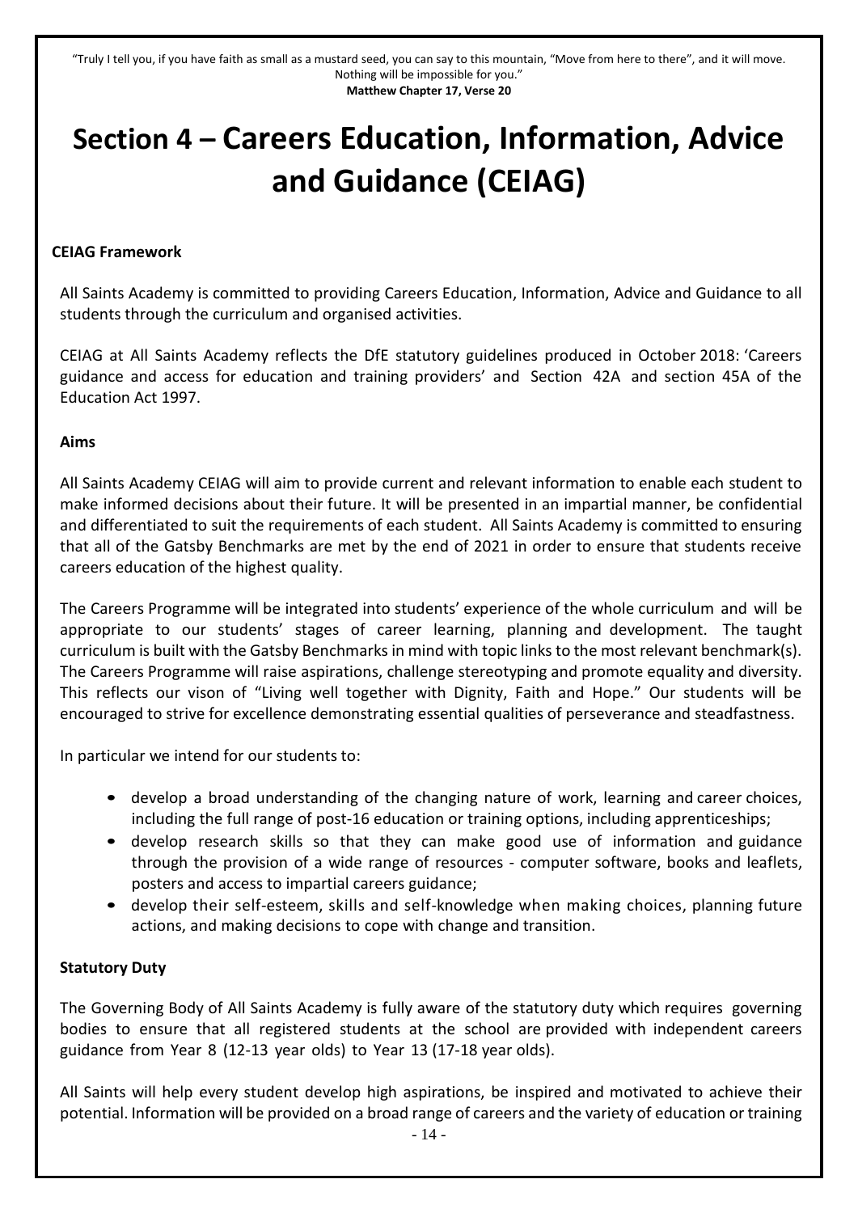"Truly I tell you, if you have faith as small as a mustard seed, you can say to this mountain, "Move from here to there", and it will move. Nothing will be impossible for you."
**Matthew Chapter 17, Verse 20**

# Section 4 – Careers Education, Information, Advice and Guidance (CEIAG)

**CEIAG Framework**

All Saints Academy is committed to providing Careers Education, Information, Advice and Guidance to all students through the curriculum and organised activities.

CEIAG at All Saints Academy reflects the DfE statutory guidelines produced in October 2018: 'Careers guidance and access for education and training providers' and Section 42A and section 45A of the Education Act 1997.

**Aims**

All Saints Academy CEIAG will aim to provide current and relevant information to enable each student to make informed decisions about their future. It will be presented in an impartial manner, be confidential and differentiated to suit the requirements of each student. All Saints Academy is committed to ensuring that all of the Gatsby Benchmarks are met by the end of 2021 in order to ensure that students receive careers education of the highest quality.

The Careers Programme will be integrated into students' experience of the whole curriculum and will be appropriate to our students' stages of career learning, planning and development. The taught curriculum is built with the Gatsby Benchmarks in mind with topic links to the most relevant benchmark(s). The Careers Programme will raise aspirations, challenge stereotyping and promote equality and diversity. This reflects our vison of "Living well together with Dignity, Faith and Hope." Our students will be encouraged to strive for excellence demonstrating essential qualities of perseverance and steadfastness.

In particular we intend for our students to:

- develop a broad understanding of the changing nature of work, learning and career choices, including the full range of post-16 education or training options, including apprenticeships;
- develop research skills so that they can make good use of information and guidance through the provision of a wide range of resources - computer software, books and leaflets, posters and access to impartial careers guidance;
- develop their self-esteem, skills and self-knowledge when making choices, planning future actions, and making decisions to cope with change and transition.

**Statutory Duty**

The Governing Body of All Saints Academy is fully aware of the statutory duty which requires governing bodies to ensure that all registered students at the school are provided with independent careers guidance from Year 8 (12-13 year olds) to Year 13 (17-18 year olds).

All Saints will help every student develop high aspirations, be inspired and motivated to achieve their potential. Information will be provided on a broad range of careers and the variety of education or training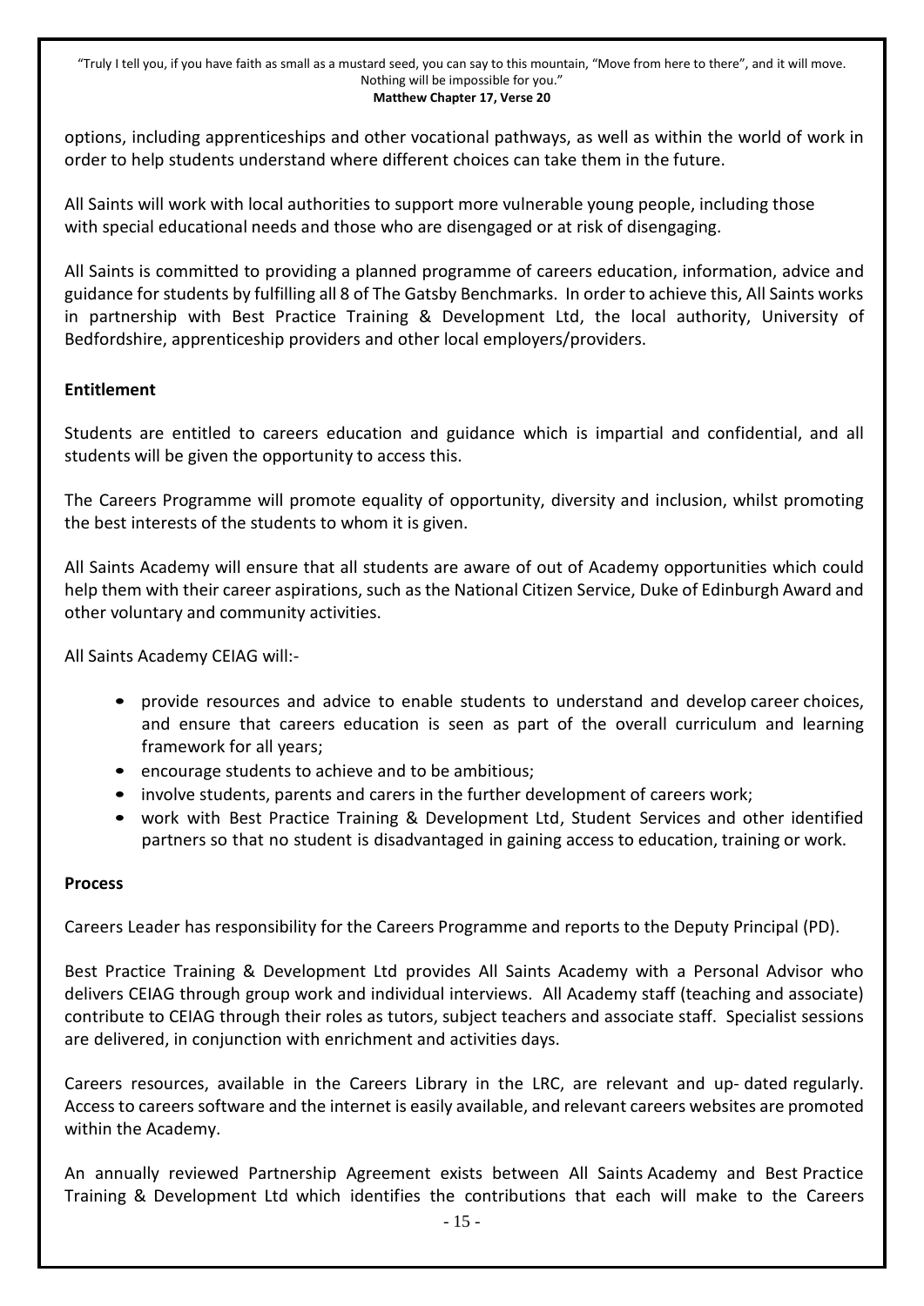options, including apprenticeships and other vocational pathways, as well as within the world of work in order to help students understand where different choices can take them in the future.

All Saints will work with local authorities to support more vulnerable young people, including those with special educational needs and those who are disengaged or at risk of disengaging.

All Saints is committed to providing a planned programme of careers education, information, advice and guidance for students by fulfilling all 8 of The Gatsby Benchmarks. In order to achieve this, All Saints works in partnership with Best Practice Training & Development Ltd, the local authority, University of Bedfordshire, apprenticeship providers and other local employers/providers.

**Entitlement**

Students are entitled to careers education and guidance which is impartial and confidential, and all students will be given the opportunity to access this.

The Careers Programme will promote equality of opportunity, diversity and inclusion, whilst promoting the best interests of the students to whom it is given.

All Saints Academy will ensure that all students are aware of out of Academy opportunities which could help them with their career aspirations, such as the National Citizen Service, Duke of Edinburgh Award and other voluntary and community activities.

All Saints Academy CEIAG will:-

- provide resources and advice to enable students to understand and develop career choices, and ensure that careers education is seen as part of the overall curriculum and learning framework for all years;
- encourage students to achieve and to be ambitious;
- involve students, parents and carers in the further development of careers work;
- work with Best Practice Training & Development Ltd, Student Services and other identified partners so that no student is disadvantaged in gaining access to education, training or work.

**Process**

Careers Leader has responsibility for the Careers Programme and reports to the Deputy Principal (PD).

Best Practice Training & Development Ltd provides All Saints Academy with a Personal Advisor who delivers CEIAG through group work and individual interviews. All Academy staff (teaching and associate) contribute to CEIAG through their roles as tutors, subject teachers and associate staff. Specialist sessions are delivered, in conjunction with enrichment and activities days.

Careers resources, available in the Careers Library in the LRC, are relevant and up- dated regularly. Access to careers software and the internet is easily available, and relevant careers websites are promoted within the Academy.

An annually reviewed Partnership Agreement exists between All Saints Academy and Best Practice Training & Development Ltd which identifies the contributions that each will make to the Careers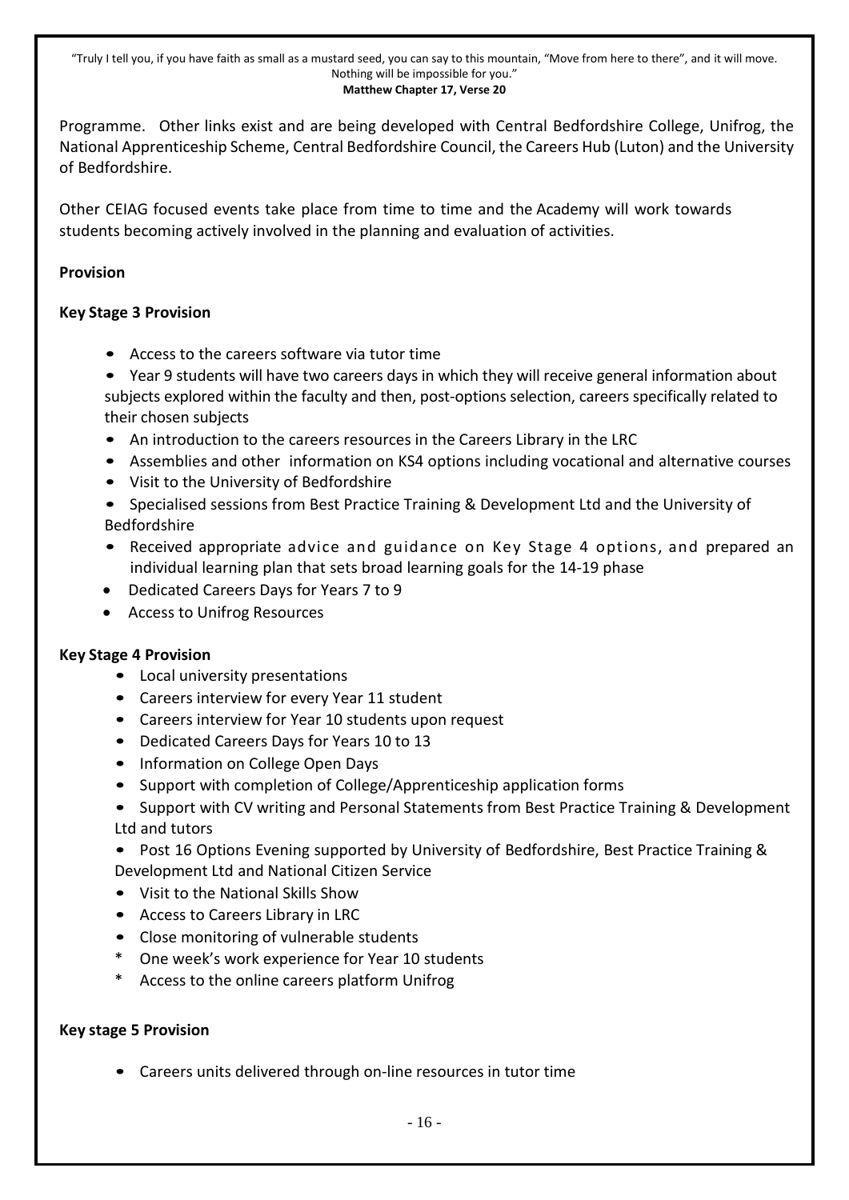Programme. Other links exist and are being developed with Central Bedfordshire College, Unifrog, the National Apprenticeship Scheme, Central Bedfordshire Council, the Careers Hub (Luton) and the University of Bedfordshire.

Other CEIAG focused events take place from time to time and the Academy will work towards students becoming actively involved in the planning and evaluation of activities.

**Provision**

**Key Stage 3 Provision**

- Access to the careers software via tutor time
- Year 9 students will have two careers days in which they will receive general information about subjects explored within the faculty and then, post-options selection, careers specifically related to their chosen subjects
- An introduction to the careers resources in the Careers Library in the LRC
- Assemblies and other information on KS4 options including vocational and alternative courses
- Visit to the University of Bedfordshire
- Specialised sessions from Best Practice Training & Development Ltd and the University of Bedfordshire
- Received appropriate advice and guidance on Key Stage 4 options, and prepared an individual learning plan that sets broad learning goals for the 14-19 phase
- Dedicated Careers Days for Years 7 to 9
- Access to Unifrog Resources

**Key Stage 4 Provision**

- Local university presentations
- Careers interview for every Year 11 student
- Careers interview for Year 10 students upon request
- Dedicated Careers Days for Years 10 to 13
- Information on College Open Days
- Support with completion of College/Apprenticeship application forms
- Support with CV writing and Personal Statements from Best Practice Training & Development Ltd and tutors
- Post 16 Options Evening supported by University of Bedfordshire, Best Practice Training & Development Ltd and National Citizen Service
- Visit to the National Skills Show
- Access to Careers Library in LRC
- Close monitoring of vulnerable students
- One week's work experience for Year 10 students
- Access to the online careers platform Unifrog

**Key stage 5 Provision**

- Careers units delivered through on-line resources in tutor time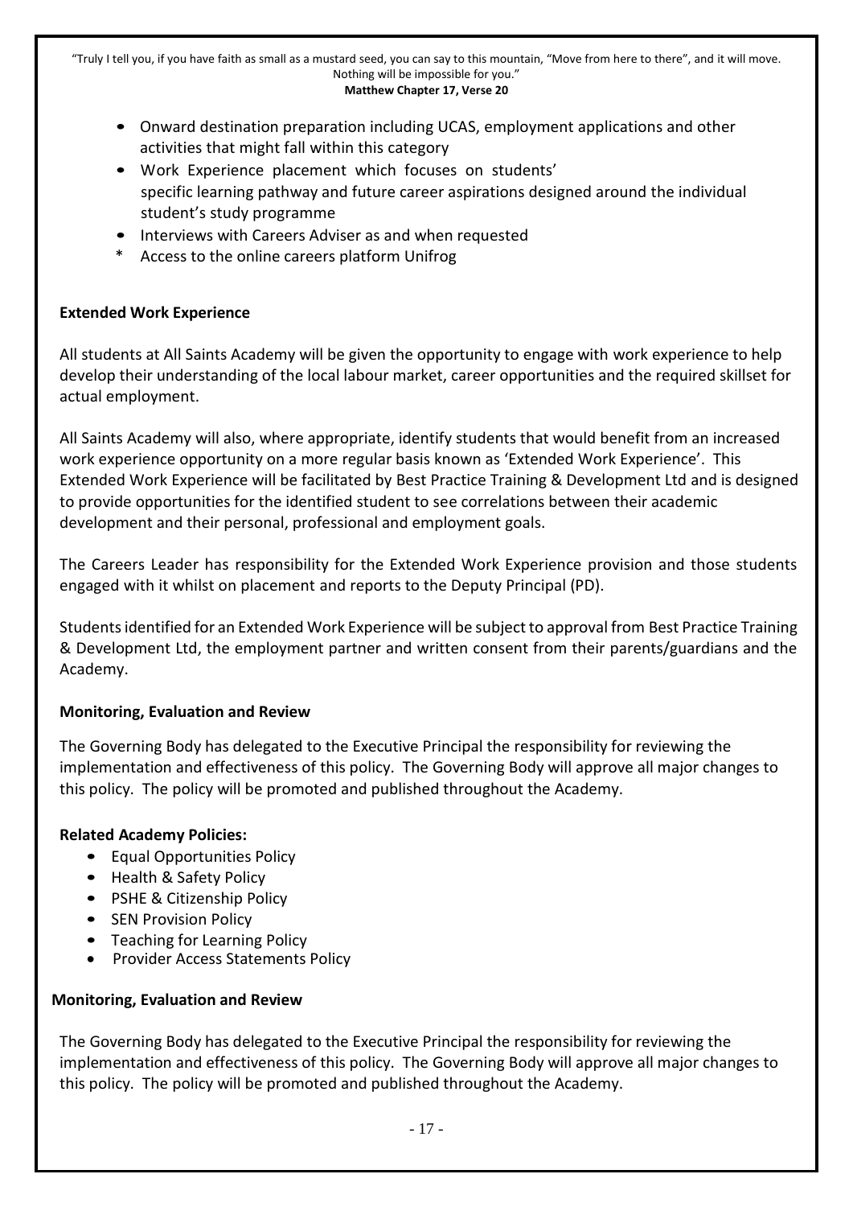- Onward destination preparation including UCAS, employment applications and other activities that might fall within this category
- Work Experience placement which focuses on students' specific learning pathway and future career aspirations designed around the individual student's study programme
- Interviews with Careers Adviser as and when requested
- Access to the online careers platform Unifrog

**Extended Work Experience**

All students at All Saints Academy will be given the opportunity to engage with work experience to help develop their understanding of the local labour market, career opportunities and the required skillset for actual employment.

All Saints Academy will also, where appropriate, identify students that would benefit from an increased work experience opportunity on a more regular basis known as 'Extended Work Experience'. This Extended Work Experience will be facilitated by Best Practice Training & Development Ltd and is designed to provide opportunities for the identified student to see correlations between their academic development and their personal, professional and employment goals.

The Careers Leader has responsibility for the Extended Work Experience provision and those students engaged with it whilst on placement and reports to the Deputy Principal (PD).

Students identified for an Extended Work Experience will be subject to approval from Best Practice Training & Development Ltd, the employment partner and written consent from their parents/guardians and the Academy.

**Monitoring, Evaluation and Review**

The Governing Body has delegated to the Executive Principal the responsibility for reviewing the implementation and effectiveness of this policy. The Governing Body will approve all major changes to this policy. The policy will be promoted and published throughout the Academy.

**Related Academy Policies:**

- Equal Opportunities Policy
- Health & Safety Policy
- PSHE & Citizenship Policy
- SEN Provision Policy
- Teaching for Learning Policy
- Provider Access Statements Policy

**Monitoring, Evaluation and Review**

The Governing Body has delegated to the Executive Principal the responsibility for reviewing the implementation and effectiveness of this policy. The Governing Body will approve all major changes to this policy. The policy will be promoted and published throughout the Academy.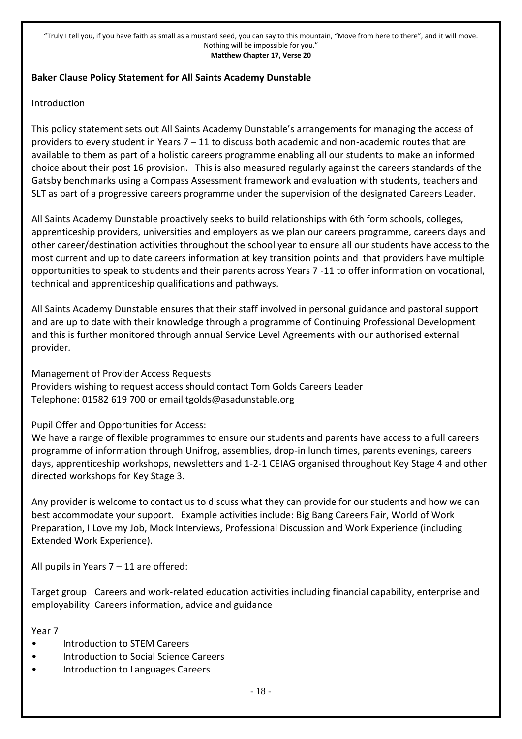"Truly I tell you, if you have faith as small as a mustard seed, you can say to this mountain, "Move from here to there", and it will move. Nothing will be impossible for you."
**Matthew Chapter 17, Verse 20**

**Baker Clause Policy Statement for All Saints Academy Dunstable**

Introduction

This policy statement sets out All Saints Academy Dunstable's arrangements for managing the access of providers to every student in Years 7 – 11 to discuss both academic and non-academic routes that are available to them as part of a holistic careers programme enabling all our students to make an informed choice about their post 16 provision. This is also measured regularly against the careers standards of the Gatsby benchmarks using a Compass Assessment framework and evaluation with students, teachers and SLT as part of a progressive careers programme under the supervision of the designated Careers Leader.

All Saints Academy Dunstable proactively seeks to build relationships with 6th form schools, colleges, apprenticeship providers, universities and employers as we plan our careers programme, careers days and other career/destination activities throughout the school year to ensure all our students have access to the most current and up to date careers information at key transition points and that providers have multiple opportunities to speak to students and their parents across Years 7 -11 to offer information on vocational, technical and apprenticeship qualifications and pathways.

All Saints Academy Dunstable ensures that their staff involved in personal guidance and pastoral support and are up to date with their knowledge through a programme of Continuing Professional Development and this is further monitored through annual Service Level Agreements with our authorised external provider.

Management of Provider Access Requests
Providers wishing to request access should contact Tom Golds Careers Leader
Telephone: 01582 619 700 or email tgolds@asadunstable.org

Pupil Offer and Opportunities for Access:
We have a range of flexible programmes to ensure our students and parents have access to a full careers programme of information through Unifrog, assemblies, drop-in lunch times, parents evenings, careers days, apprenticeship workshops, newsletters and 1-2-1 CEIAG organised throughout Key Stage 4 and other directed workshops for Key Stage 3.

Any provider is welcome to contact us to discuss what they can provide for our students and how we can best accommodate your support. Example activities include: Big Bang Careers Fair, World of Work Preparation, I Love my Job, Mock Interviews, Professional Discussion and Work Experience (including Extended Work Experience).

All pupils in Years 7 – 11 are offered:

Target group Careers and work-related education activities including financial capability, enterprise and employability Careers information, advice and guidance

Year 7

- Introduction to STEM Careers
- Introduction to Social Science Careers
- Introduction to Languages Careers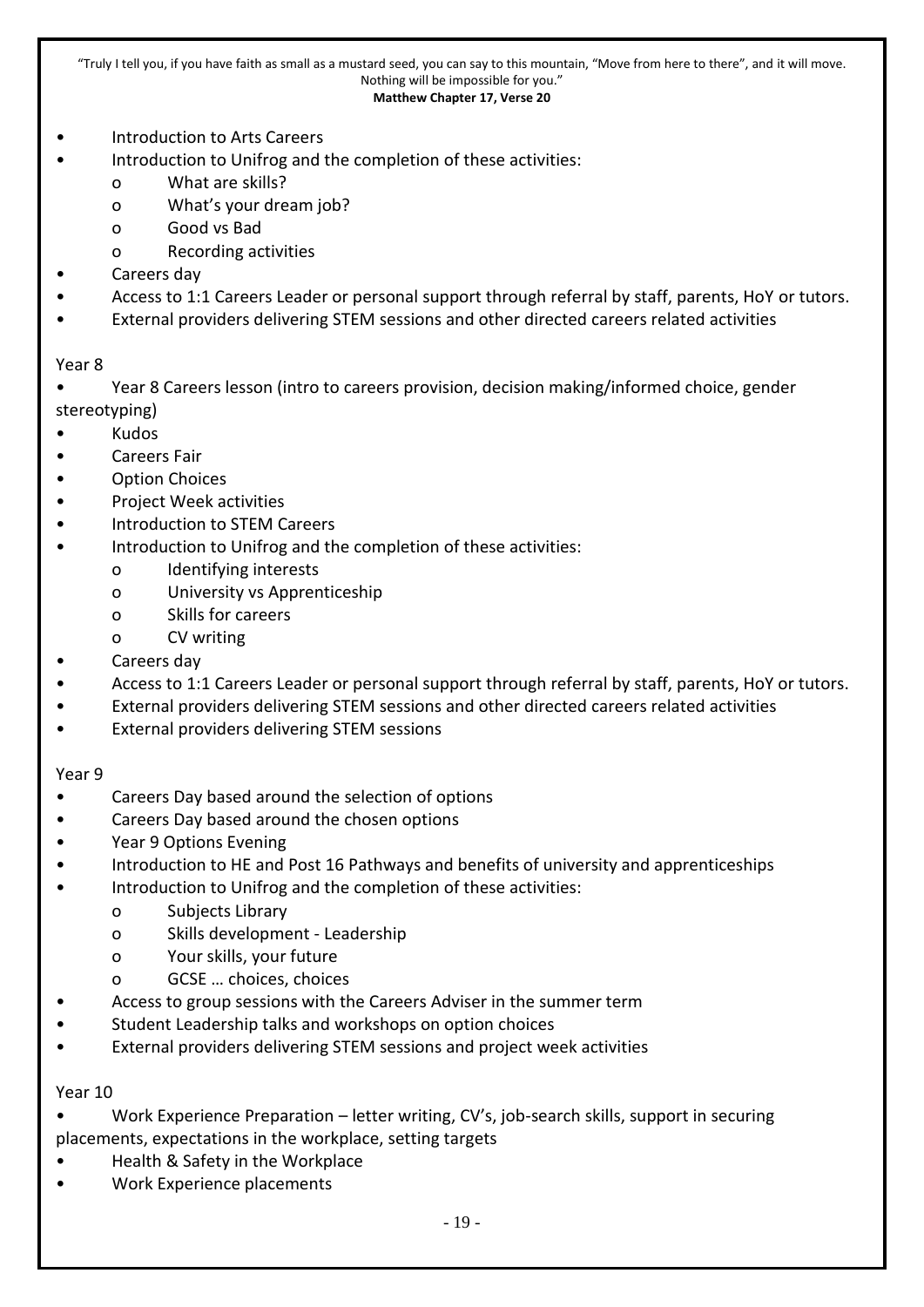"Truly I tell you, if you have faith as small as a mustard seed, you can say to this mountain, "Move from here to there", and it will move. Nothing will be impossible for you."
**Matthew Chapter 17, Verse 20**

- Introduction to Arts Careers
- Introduction to Unifrog and the completion of these activities:
  - What are skills?
  - What's your dream job?
  - Good vs Bad
  - Recording activities
- Careers day
- Access to 1:1 Careers Leader or personal support through referral by staff, parents, HoY or tutors.
- External providers delivering STEM sessions and other directed careers related activities

Year 8

- Year 8 Careers lesson (intro to careers provision, decision making/informed choice, gender stereotyping)
- Kudos
- Careers Fair
- Option Choices
- Project Week activities
- Introduction to STEM Careers
- Introduction to Unifrog and the completion of these activities:
  - Identifying interests
  - University vs Apprenticeship
  - Skills for careers
  - CV writing
- Careers day
- Access to 1:1 Careers Leader or personal support through referral by staff, parents, HoY or tutors.
- External providers delivering STEM sessions and other directed careers related activities
- External providers delivering STEM sessions

Year 9

- Careers Day based around the selection of options
- Careers Day based around the chosen options
- Year 9 Options Evening
- Introduction to HE and Post 16 Pathways and benefits of university and apprenticeships
- Introduction to Unifrog and the completion of these activities:
  - Subjects Library
  - Skills development - Leadership
  - Your skills, your future
  - GCSE … choices, choices
- Access to group sessions with the Careers Adviser in the summer term
- Student Leadership talks and workshops on option choices
- External providers delivering STEM sessions and project week activities

Year 10

- Work Experience Preparation – letter writing, CV's, job-search skills, support in securing placements, expectations in the workplace, setting targets
- Health & Safety in the Workplace
- Work Experience placements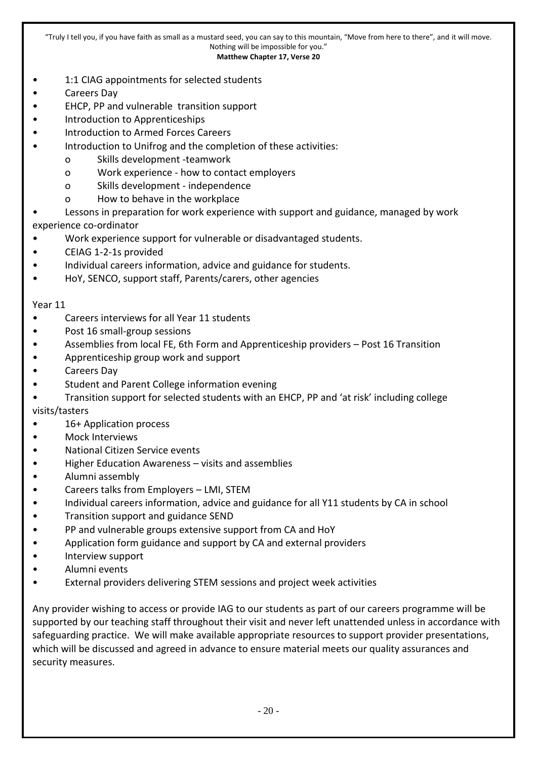"Truly I tell you, if you have faith as small as a mustard seed, you can say to this mountain, "Move from here to there", and it will move. Nothing will be impossible for you."
**Matthew Chapter 17, Verse 20**

- 1:1 CIAG appointments for selected students
- Careers Day
- EHCP, PP and vulnerable transition support
- Introduction to Apprenticeships
- Introduction to Armed Forces Careers
- Introduction to Unifrog and the completion of these activities:
  - Skills development -teamwork
  - Work experience - how to contact employers
  - Skills development - independence
  - How to behave in the workplace
- Lessons in preparation for work experience with support and guidance, managed by work experience co-ordinator
- Work experience support for vulnerable or disadvantaged students.
- CEIAG 1-2-1s provided
- Individual careers information, advice and guidance for students.
- HoY, SENCO, support staff, Parents/carers, other agencies

Year 11

- Careers interviews for all Year 11 students
- Post 16 small-group sessions
- Assemblies from local FE, 6th Form and Apprenticeship providers – Post 16 Transition
- Apprenticeship group work and support
- Careers Day
- Student and Parent College information evening
- Transition support for selected students with an EHCP, PP and 'at risk' including college visits/tasters
- 16+ Application process
- Mock Interviews
- National Citizen Service events
- Higher Education Awareness – visits and assemblies
- Alumni assembly
- Careers talks from Employers – LMI, STEM
- Individual careers information, advice and guidance for all Y11 students by CA in school
- Transition support and guidance SEND
- PP and vulnerable groups extensive support from CA and HoY
- Application form guidance and support by CA and external providers
- Interview support
- Alumni events
- External providers delivering STEM sessions and project week activities

Any provider wishing to access or provide IAG to our students as part of our careers programme will be supported by our teaching staff throughout their visit and never left unattended unless in accordance with safeguarding practice. We will make available appropriate resources to support provider presentations, which will be discussed and agreed in advance to ensure material meets our quality assurances and security measures.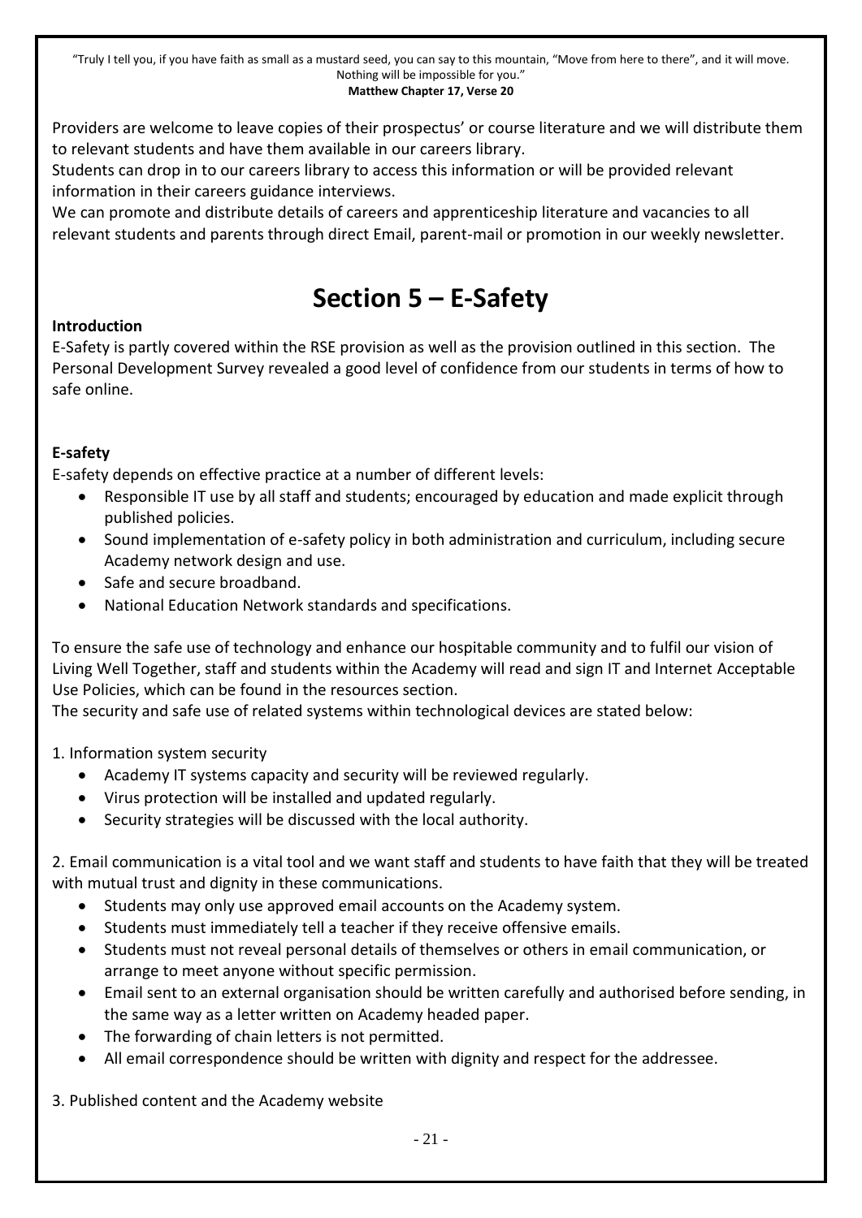"Truly I tell you, if you have faith as small as a mustard seed, you can say to this mountain, "Move from here to there", and it will move. Nothing will be impossible for you."
**Matthew Chapter 17, Verse 20**

Providers are welcome to leave copies of their prospectus' or course literature and we will distribute them to relevant students and have them available in our careers library.
Students can drop in to our careers library to access this information or will be provided relevant information in their careers guidance interviews.
We can promote and distribute details of careers and apprenticeship literature and vacancies to all relevant students and parents through direct Email, parent-mail or promotion in our weekly newsletter.

# Section 5 – E-Safety

**Introduction**

E-Safety is partly covered within the RSE provision as well as the provision outlined in this section. The Personal Development Survey revealed a good level of confidence from our students in terms of how to safe online.

**E-safety**

E-safety depends on effective practice at a number of different levels:

- Responsible IT use by all staff and students; encouraged by education and made explicit through published policies.
- Sound implementation of e-safety policy in both administration and curriculum, including secure Academy network design and use.
- Safe and secure broadband.
- National Education Network standards and specifications.

To ensure the safe use of technology and enhance our hospitable community and to fulfil our vision of Living Well Together, staff and students within the Academy will read and sign IT and Internet Acceptable Use Policies, which can be found in the resources section.
The security and safe use of related systems within technological devices are stated below:

1. Information system security
   - Academy IT systems capacity and security will be reviewed regularly.
   - Virus protection will be installed and updated regularly.
   - Security strategies will be discussed with the local authority.

2. Email communication is a vital tool and we want staff and students to have faith that they will be treated with mutual trust and dignity in these communications.
   - Students may only use approved email accounts on the Academy system.
   - Students must immediately tell a teacher if they receive offensive emails.
   - Students must not reveal personal details of themselves or others in email communication, or arrange to meet anyone without specific permission.
   - Email sent to an external organisation should be written carefully and authorised before sending, in the same way as a letter written on Academy headed paper.
   - The forwarding of chain letters is not permitted.
   - All email correspondence should be written with dignity and respect for the addressee.

3. Published content and the Academy website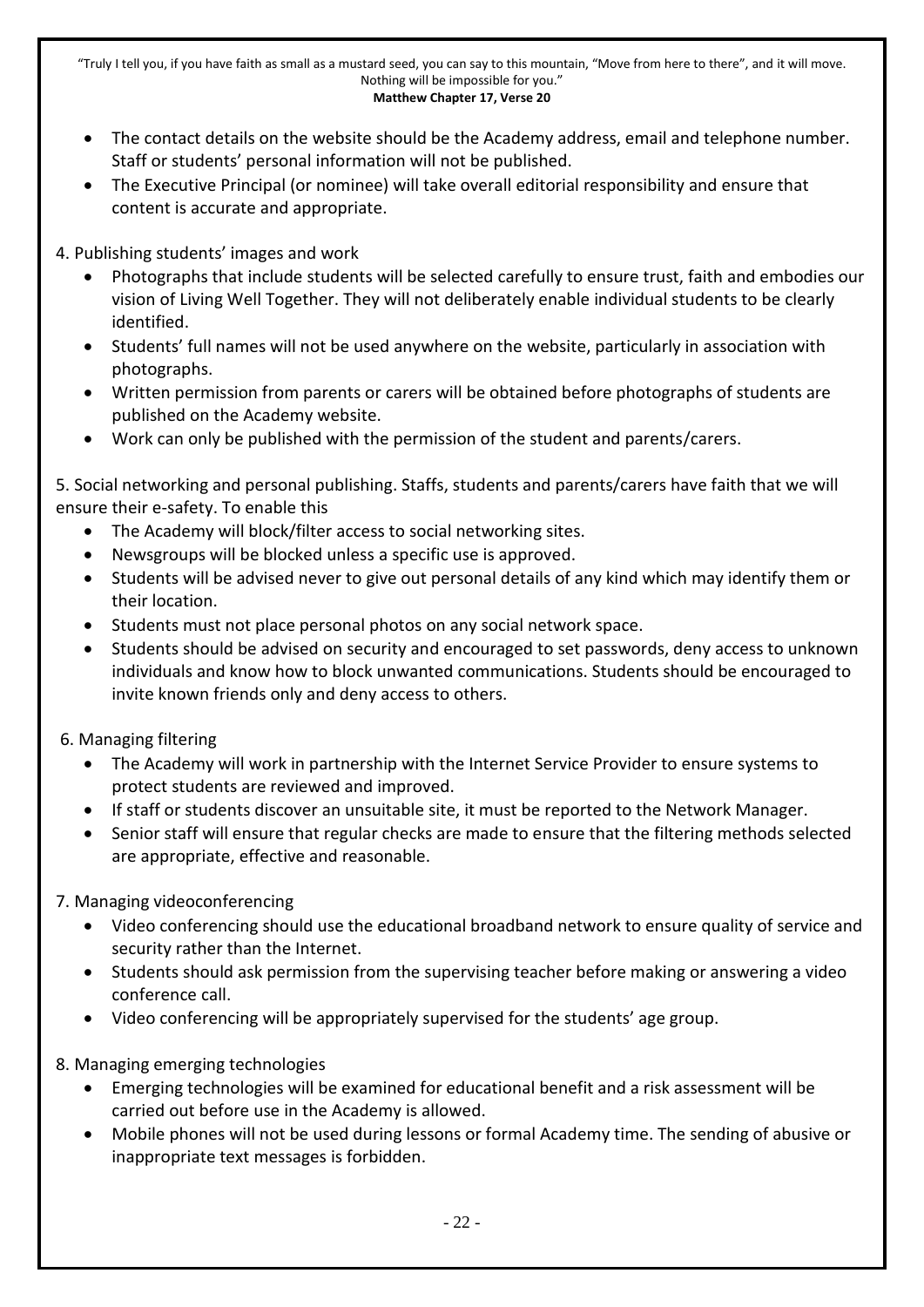- The contact details on the website should be the Academy address, email and telephone number. Staff or students' personal information will not be published.
- The Executive Principal (or nominee) will take overall editorial responsibility and ensure that content is accurate and appropriate.

4. Publishing students' images and work

- Photographs that include students will be selected carefully to ensure trust, faith and embodies our vision of Living Well Together. They will not deliberately enable individual students to be clearly identified.
- Students' full names will not be used anywhere on the website, particularly in association with photographs.
- Written permission from parents or carers will be obtained before photographs of students are published on the Academy website.
- Work can only be published with the permission of the student and parents/carers.

5. Social networking and personal publishing. Staffs, students and parents/carers have faith that we will ensure their e-safety. To enable this

- The Academy will block/filter access to social networking sites.
- Newsgroups will be blocked unless a specific use is approved.
- Students will be advised never to give out personal details of any kind which may identify them or their location.
- Students must not place personal photos on any social network space.
- Students should be advised on security and encouraged to set passwords, deny access to unknown individuals and know how to block unwanted communications. Students should be encouraged to invite known friends only and deny access to others.

6. Managing filtering

- The Academy will work in partnership with the Internet Service Provider to ensure systems to protect students are reviewed and improved.
- If staff or students discover an unsuitable site, it must be reported to the Network Manager.
- Senior staff will ensure that regular checks are made to ensure that the filtering methods selected are appropriate, effective and reasonable.

7. Managing videoconferencing

- Video conferencing should use the educational broadband network to ensure quality of service and security rather than the Internet.
- Students should ask permission from the supervising teacher before making or answering a video conference call.
- Video conferencing will be appropriately supervised for the students' age group.

8. Managing emerging technologies

- Emerging technologies will be examined for educational benefit and a risk assessment will be carried out before use in the Academy is allowed.
- Mobile phones will not be used during lessons or formal Academy time. The sending of abusive or inappropriate text messages is forbidden.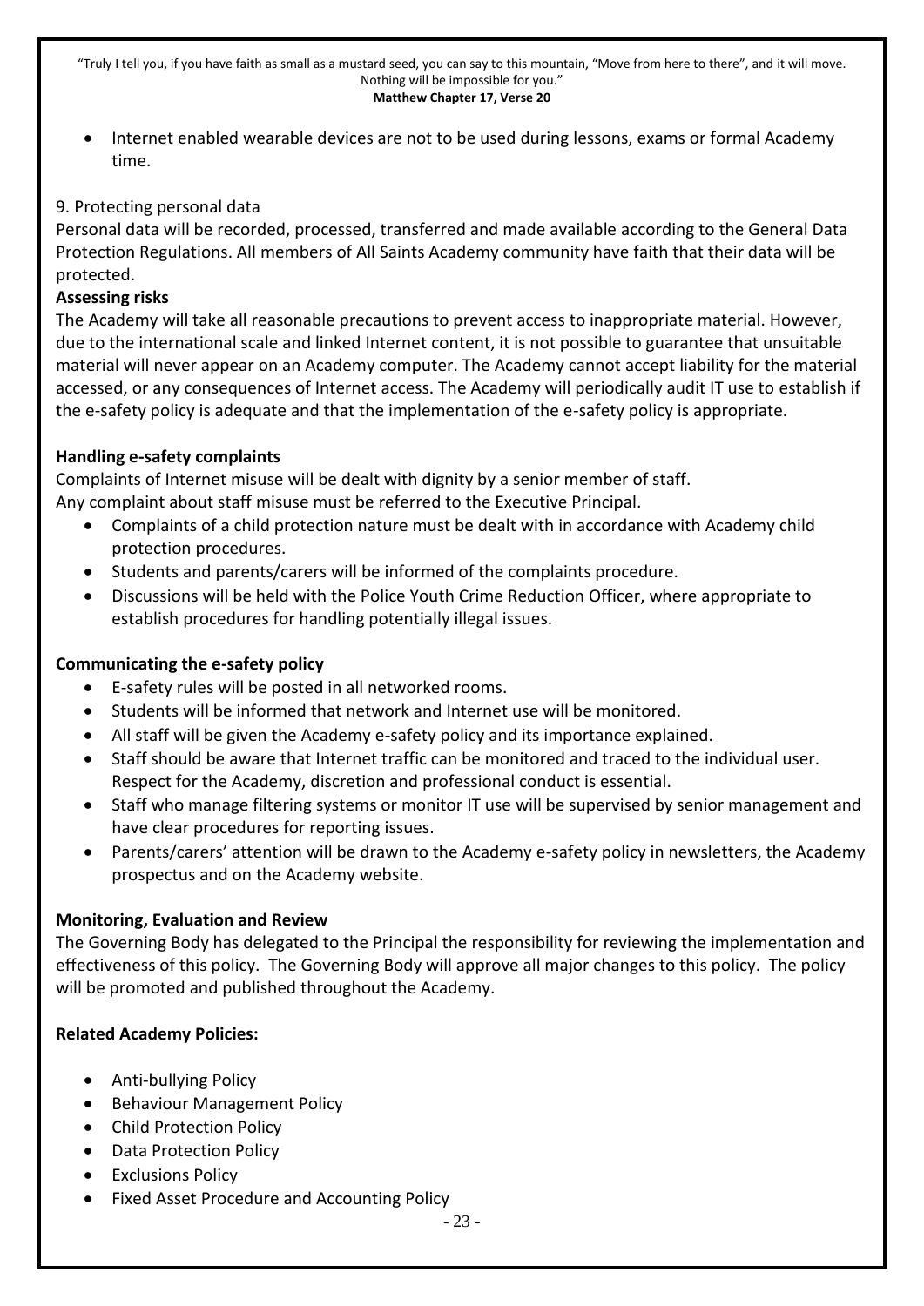- Internet enabled wearable devices are not to be used during lessons, exams or formal Academy time.

9. Protecting personal data

Personal data will be recorded, processed, transferred and made available according to the General Data Protection Regulations. All members of All Saints Academy community have faith that their data will be protected.

**Assessing risks**

The Academy will take all reasonable precautions to prevent access to inappropriate material. However, due to the international scale and linked Internet content, it is not possible to guarantee that unsuitable material will never appear on an Academy computer. The Academy cannot accept liability for the material accessed, or any consequences of Internet access. The Academy will periodically audit IT use to establish if the e-safety policy is adequate and that the implementation of the e-safety policy is appropriate.

**Handling e-safety complaints**

Complaints of Internet misuse will be dealt with dignity by a senior member of staff.
Any complaint about staff misuse must be referred to the Executive Principal.

- Complaints of a child protection nature must be dealt with in accordance with Academy child protection procedures.
- Students and parents/carers will be informed of the complaints procedure.
- Discussions will be held with the Police Youth Crime Reduction Officer, where appropriate to establish procedures for handling potentially illegal issues.

**Communicating the e-safety policy**

- E-safety rules will be posted in all networked rooms.
- Students will be informed that network and Internet use will be monitored.
- All staff will be given the Academy e-safety policy and its importance explained.
- Staff should be aware that Internet traffic can be monitored and traced to the individual user. Respect for the Academy, discretion and professional conduct is essential.
- Staff who manage filtering systems or monitor IT use will be supervised by senior management and have clear procedures for reporting issues.
- Parents/carers' attention will be drawn to the Academy e-safety policy in newsletters, the Academy prospectus and on the Academy website.

**Monitoring, Evaluation and Review**

The Governing Body has delegated to the Principal the responsibility for reviewing the implementation and effectiveness of this policy. The Governing Body will approve all major changes to this policy. The policy will be promoted and published throughout the Academy.

**Related Academy Policies:**

- Anti-bullying Policy
- Behaviour Management Policy
- Child Protection Policy
- Data Protection Policy
- Exclusions Policy
- Fixed Asset Procedure and Accounting Policy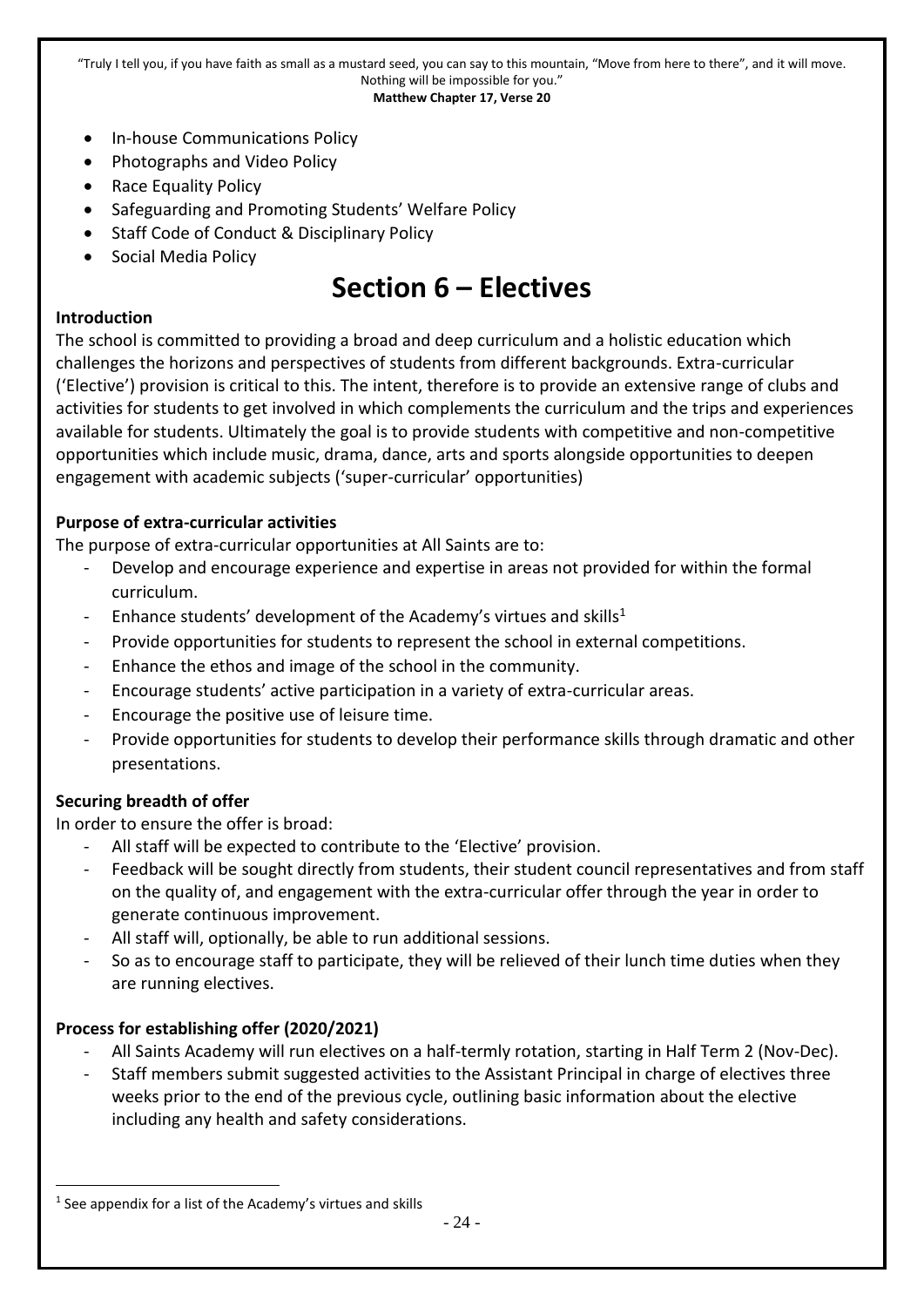- In-house Communications Policy
- Photographs and Video Policy
- Race Equality Policy
- Safeguarding and Promoting Students' Welfare Policy
- Staff Code of Conduct & Disciplinary Policy
- Social Media Policy

# Section 6 – Electives

**Introduction**

The school is committed to providing a broad and deep curriculum and a holistic education which challenges the horizons and perspectives of students from different backgrounds. Extra-curricular ('Elective') provision is critical to this. The intent, therefore is to provide an extensive range of clubs and activities for students to get involved in which complements the curriculum and the trips and experiences available for students. Ultimately the goal is to provide students with competitive and non-competitive opportunities which include music, drama, dance, arts and sports alongside opportunities to deepen engagement with academic subjects ('super-curricular' opportunities)

**Purpose of extra-curricular activities**

The purpose of extra-curricular opportunities at All Saints are to:

- Develop and encourage experience and expertise in areas not provided for within the formal curriculum.
- Enhance students' development of the Academy's virtues and skills[1]
- Provide opportunities for students to represent the school in external competitions.
- Enhance the ethos and image of the school in the community.
- Encourage students' active participation in a variety of extra-curricular areas.
- Encourage the positive use of leisure time.
- Provide opportunities for students to develop their performance skills through dramatic and other presentations.

**Securing breadth of offer**

In order to ensure the offer is broad:

- All staff will be expected to contribute to the 'Elective' provision.
- Feedback will be sought directly from students, their student council representatives and from staff on the quality of, and engagement with the extra-curricular offer through the year in order to generate continuous improvement.
- All staff will, optionally, be able to run additional sessions.
- So as to encourage staff to participate, they will be relieved of their lunch time duties when they are running electives.

**Process for establishing offer (2020/2021)**

- All Saints Academy will run electives on a half-termly rotation, starting in Half Term 2 (Nov-Dec).
- Staff members submit suggested activities to the Assistant Principal in charge of electives three weeks prior to the end of the previous cycle, outlining basic information about the elective including any health and safety considerations.

[1] See appendix for a list of the Academy's virtues and skills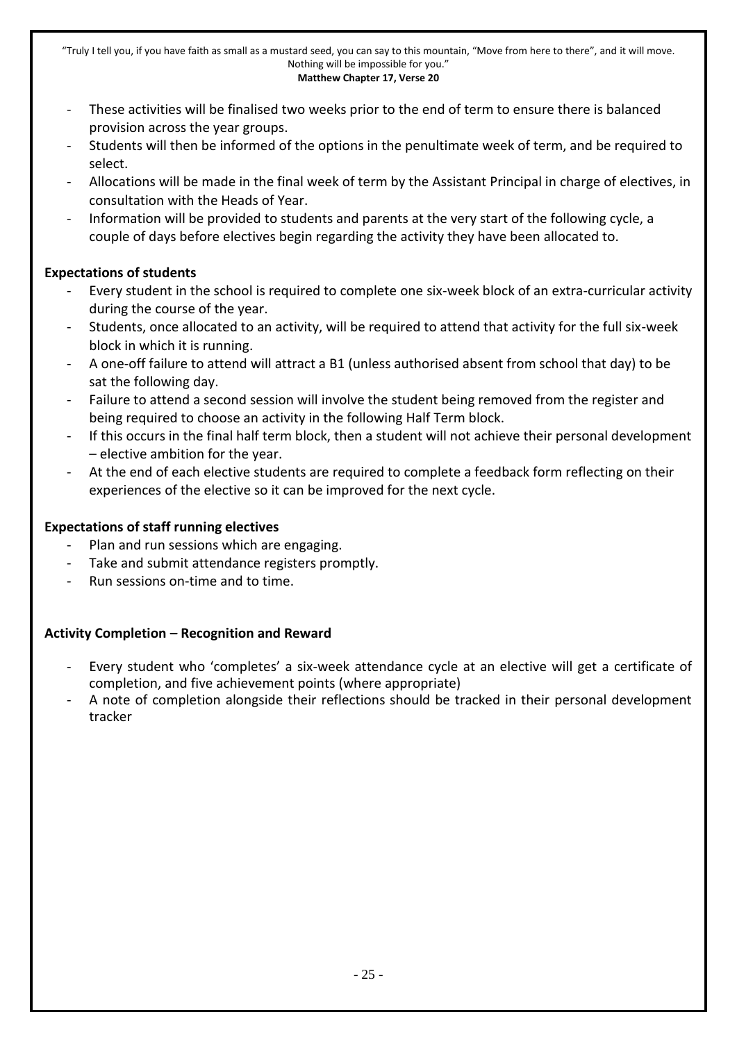- These activities will be finalised two weeks prior to the end of term to ensure there is balanced provision across the year groups.
- Students will then be informed of the options in the penultimate week of term, and be required to select.
- Allocations will be made in the final week of term by the Assistant Principal in charge of electives, in consultation with the Heads of Year.
- Information will be provided to students and parents at the very start of the following cycle, a couple of days before electives begin regarding the activity they have been allocated to.

**Expectations of students**

- Every student in the school is required to complete one six-week block of an extra-curricular activity during the course of the year.
- Students, once allocated to an activity, will be required to attend that activity for the full six-week block in which it is running.
- A one-off failure to attend will attract a B1 (unless authorised absent from school that day) to be sat the following day.
- Failure to attend a second session will involve the student being removed from the register and being required to choose an activity in the following Half Term block.
- If this occurs in the final half term block, then a student will not achieve their personal development – elective ambition for the year.
- At the end of each elective students are required to complete a feedback form reflecting on their experiences of the elective so it can be improved for the next cycle.

**Expectations of staff running electives**

- Plan and run sessions which are engaging.
- Take and submit attendance registers promptly.
- Run sessions on-time and to time.

**Activity Completion – Recognition and Reward**

- Every student who 'completes' a six-week attendance cycle at an elective will get a certificate of completion, and five achievement points (where appropriate)
- A note of completion alongside their reflections should be tracked in their personal development tracker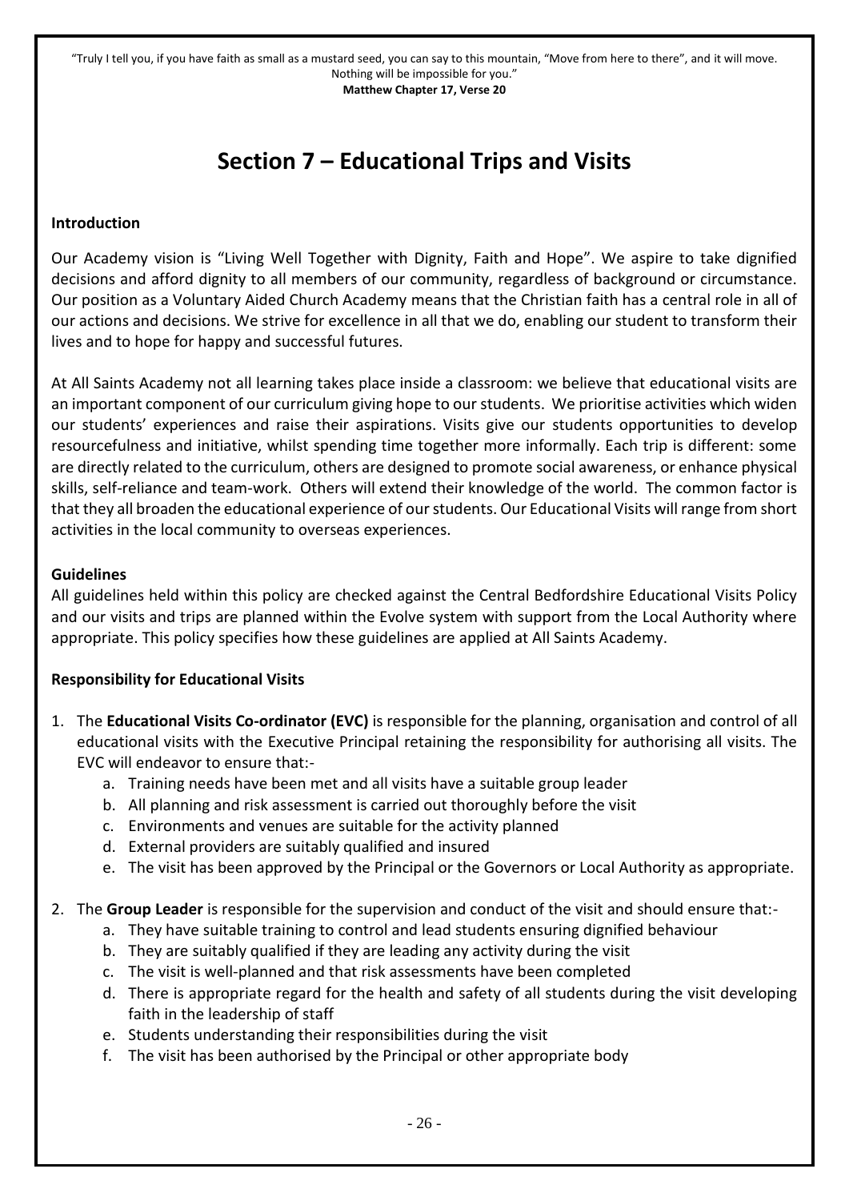"Truly I tell you, if you have faith as small as a mustard seed, you can say to this mountain, "Move from here to there", and it will move. Nothing will be impossible for you."
**Matthew Chapter 17, Verse 20**

# Section 7 – Educational Trips and Visits

**Introduction**

Our Academy vision is "Living Well Together with Dignity, Faith and Hope". We aspire to take dignified decisions and afford dignity to all members of our community, regardless of background or circumstance. Our position as a Voluntary Aided Church Academy means that the Christian faith has a central role in all of our actions and decisions. We strive for excellence in all that we do, enabling our student to transform their lives and to hope for happy and successful futures.

At All Saints Academy not all learning takes place inside a classroom: we believe that educational visits are an important component of our curriculum giving hope to our students. We prioritise activities which widen our students' experiences and raise their aspirations. Visits give our students opportunities to develop resourcefulness and initiative, whilst spending time together more informally. Each trip is different: some are directly related to the curriculum, others are designed to promote social awareness, or enhance physical skills, self-reliance and team-work. Others will extend their knowledge of the world. The common factor is that they all broaden the educational experience of our students. Our Educational Visits will range from short activities in the local community to overseas experiences.

**Guidelines**

All guidelines held within this policy are checked against the Central Bedfordshire Educational Visits Policy and our visits and trips are planned within the Evolve system with support from the Local Authority where appropriate. This policy specifies how these guidelines are applied at All Saints Academy.

**Responsibility for Educational Visits**

1. The **Educational Visits Co-ordinator (EVC)** is responsible for the planning, organisation and control of all educational visits with the Executive Principal retaining the responsibility for authorising all visits. The EVC will endeavor to ensure that:-
    a. Training needs have been met and all visits have a suitable group leader
    b. All planning and risk assessment is carried out thoroughly before the visit
    c. Environments and venues are suitable for the activity planned
    d. External providers are suitably qualified and insured
    e. The visit has been approved by the Principal or the Governors or Local Authority as appropriate.

2. The **Group Leader** is responsible for the supervision and conduct of the visit and should ensure that:-
    a. They have suitable training to control and lead students ensuring dignified behaviour
    b. They are suitably qualified if they are leading any activity during the visit
    c. The visit is well-planned and that risk assessments have been completed
    d. There is appropriate regard for the health and safety of all students during the visit developing faith in the leadership of staff
    e. Students understanding their responsibilities during the visit
    f. The visit has been authorised by the Principal or other appropriate body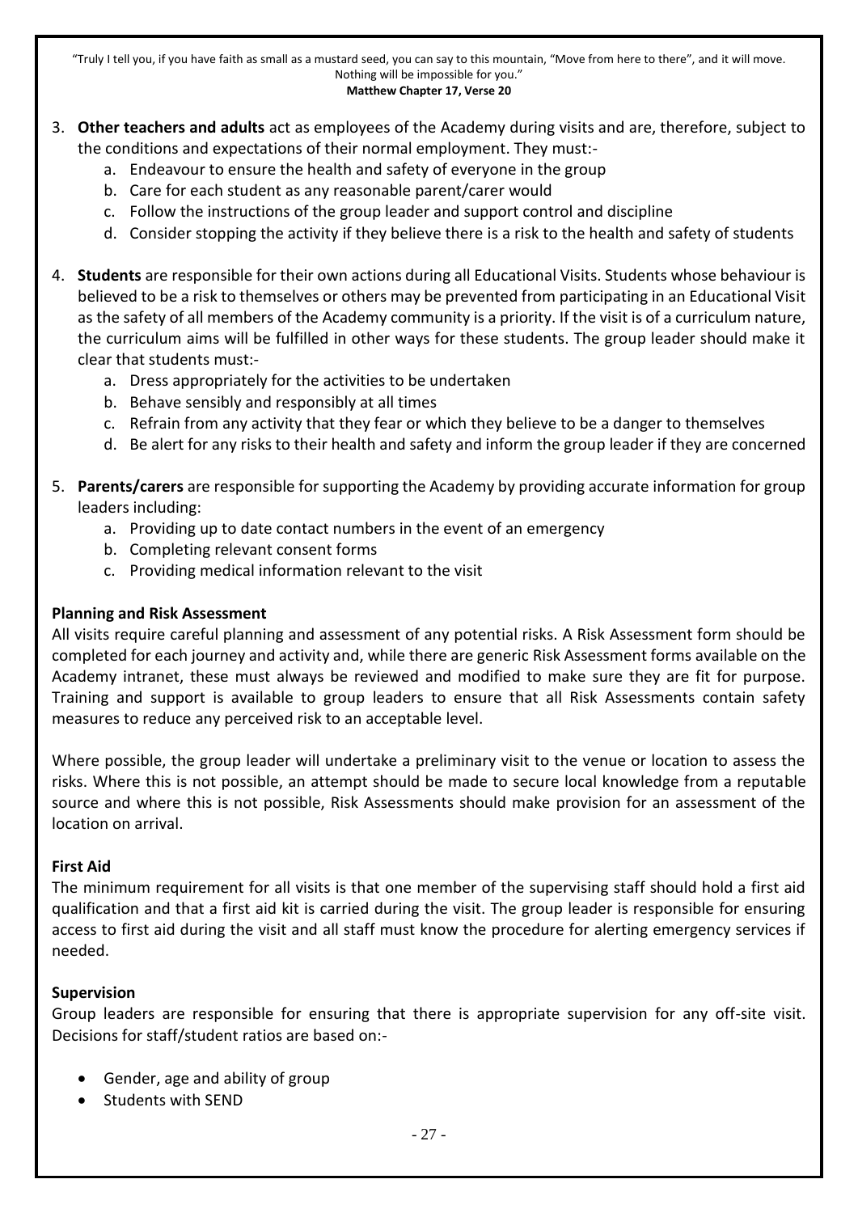3. **Other teachers and adults** act as employees of the Academy during visits and are, therefore, subject to the conditions and expectations of their normal employment. They must:-
    a. Endeavour to ensure the health and safety of everyone in the group
    b. Care for each student as any reasonable parent/carer would
    c. Follow the instructions of the group leader and support control and discipline
    d. Consider stopping the activity if they believe there is a risk to the health and safety of students

4. **Students** are responsible for their own actions during all Educational Visits. Students whose behaviour is believed to be a risk to themselves or others may be prevented from participating in an Educational Visit as the safety of all members of the Academy community is a priority. If the visit is of a curriculum nature, the curriculum aims will be fulfilled in other ways for these students. The group leader should make it clear that students must:-
    a. Dress appropriately for the activities to be undertaken
    b. Behave sensibly and responsibly at all times
    c. Refrain from any activity that they fear or which they believe to be a danger to themselves
    d. Be alert for any risks to their health and safety and inform the group leader if they are concerned

5. **Parents/carers** are responsible for supporting the Academy by providing accurate information for group leaders including:
    a. Providing up to date contact numbers in the event of an emergency
    b. Completing relevant consent forms
    c. Providing medical information relevant to the visit

**Planning and Risk Assessment**

All visits require careful planning and assessment of any potential risks. A Risk Assessment form should be completed for each journey and activity and, while there are generic Risk Assessment forms available on the Academy intranet, these must always be reviewed and modified to make sure they are fit for purpose. Training and support is available to group leaders to ensure that all Risk Assessments contain safety measures to reduce any perceived risk to an acceptable level.

Where possible, the group leader will undertake a preliminary visit to the venue or location to assess the risks. Where this is not possible, an attempt should be made to secure local knowledge from a reputable source and where this is not possible, Risk Assessments should make provision for an assessment of the location on arrival.

**First Aid**

The minimum requirement for all visits is that one member of the supervising staff should hold a first aid qualification and that a first aid kit is carried during the visit. The group leader is responsible for ensuring access to first aid during the visit and all staff must know the procedure for alerting emergency services if needed.

**Supervision**

Group leaders are responsible for ensuring that there is appropriate supervision for any off-site visit. Decisions for staff/student ratios are based on:-

- Gender, age and ability of group
- Students with SEND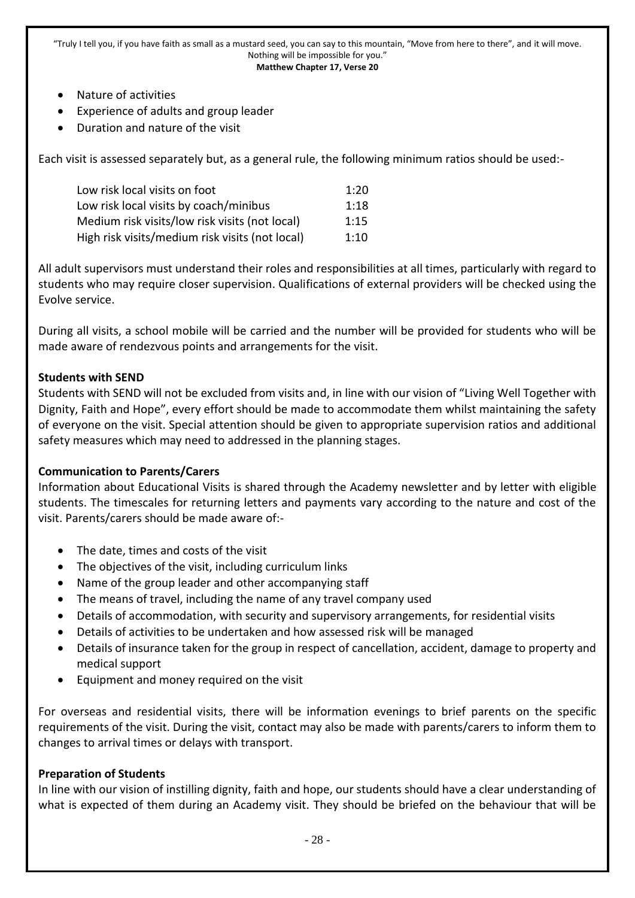- Nature of activities
- Experience of adults and group leader
- Duration and nature of the visit

Each visit is assessed separately but, as a general rule, the following minimum ratios should be used:-

| | |
|---|---|
| Low risk local visits on foot | 1:20 |
| Low risk local visits by coach/minibus | 1:18 |
| Medium risk visits/low risk visits (not local) | 1:15 |
| High risk visits/medium risk visits (not local) | 1:10 |

All adult supervisors must understand their roles and responsibilities at all times, particularly with regard to students who may require closer supervision. Qualifications of external providers will be checked using the Evolve service.

During all visits, a school mobile will be carried and the number will be provided for students who will be made aware of rendezvous points and arrangements for the visit.

**Students with SEND**

Students with SEND will not be excluded from visits and, in line with our vision of "Living Well Together with Dignity, Faith and Hope", every effort should be made to accommodate them whilst maintaining the safety of everyone on the visit. Special attention should be given to appropriate supervision ratios and additional safety measures which may need to addressed in the planning stages.

**Communication to Parents/Carers**

Information about Educational Visits is shared through the Academy newsletter and by letter with eligible students. The timescales for returning letters and payments vary according to the nature and cost of the visit. Parents/carers should be made aware of:-

- The date, times and costs of the visit
- The objectives of the visit, including curriculum links
- Name of the group leader and other accompanying staff
- The means of travel, including the name of any travel company used
- Details of accommodation, with security and supervisory arrangements, for residential visits
- Details of activities to be undertaken and how assessed risk will be managed
- Details of insurance taken for the group in respect of cancellation, accident, damage to property and medical support
- Equipment and money required on the visit

For overseas and residential visits, there will be information evenings to brief parents on the specific requirements of the visit. During the visit, contact may also be made with parents/carers to inform them to changes to arrival times or delays with transport.

**Preparation of Students**

In line with our vision of instilling dignity, faith and hope, our students should have a clear understanding of what is expected of them during an Academy visit. They should be briefed on the behaviour that will be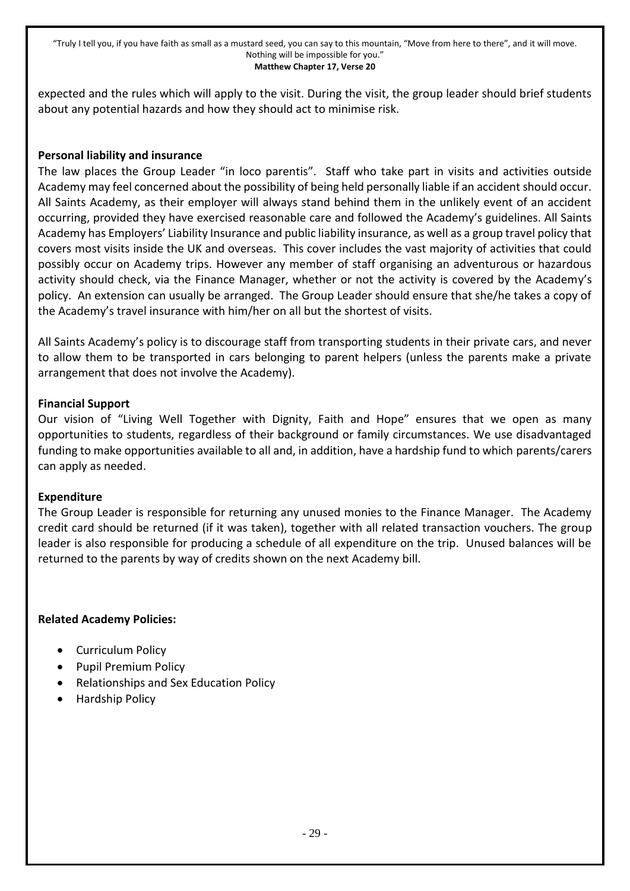expected and the rules which will apply to the visit. During the visit, the group leader should brief students about any potential hazards and how they should act to minimise risk.

**Personal liability and insurance**

The law places the Group Leader "in loco parentis". Staff who take part in visits and activities outside Academy may feel concerned about the possibility of being held personally liable if an accident should occur. All Saints Academy, as their employer will always stand behind them in the unlikely event of an accident occurring, provided they have exercised reasonable care and followed the Academy's guidelines. All Saints Academy has Employers' Liability Insurance and public liability insurance, as well as a group travel policy that covers most visits inside the UK and overseas. This cover includes the vast majority of activities that could possibly occur on Academy trips. However any member of staff organising an adventurous or hazardous activity should check, via the Finance Manager, whether or not the activity is covered by the Academy's policy. An extension can usually be arranged. The Group Leader should ensure that she/he takes a copy of the Academy's travel insurance with him/her on all but the shortest of visits.

All Saints Academy's policy is to discourage staff from transporting students in their private cars, and never to allow them to be transported in cars belonging to parent helpers (unless the parents make a private arrangement that does not involve the Academy).

**Financial Support**

Our vision of "Living Well Together with Dignity, Faith and Hope" ensures that we open as many opportunities to students, regardless of their background or family circumstances. We use disadvantaged funding to make opportunities available to all and, in addition, have a hardship fund to which parents/carers can apply as needed.

**Expenditure**

The Group Leader is responsible for returning any unused monies to the Finance Manager. The Academy credit card should be returned (if it was taken), together with all related transaction vouchers. The group leader is also responsible for producing a schedule of all expenditure on the trip. Unused balances will be returned to the parents by way of credits shown on the next Academy bill.

**Related Academy Policies:**

- Curriculum Policy
- Pupil Premium Policy
- Relationships and Sex Education Policy
- Hardship Policy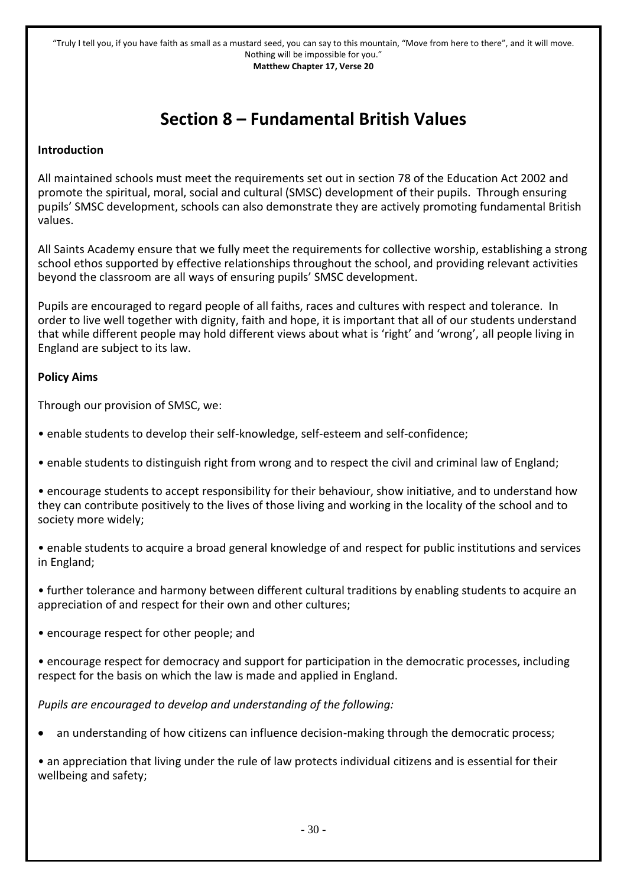"Truly I tell you, if you have faith as small as a mustard seed, you can say to this mountain, "Move from here to there", and it will move. Nothing will be impossible for you."
**Matthew Chapter 17, Verse 20**

# Section 8 – Fundamental British Values

**Introduction**

All maintained schools must meet the requirements set out in section 78 of the Education Act 2002 and promote the spiritual, moral, social and cultural (SMSC) development of their pupils. Through ensuring pupils' SMSC development, schools can also demonstrate they are actively promoting fundamental British values.

All Saints Academy ensure that we fully meet the requirements for collective worship, establishing a strong school ethos supported by effective relationships throughout the school, and providing relevant activities beyond the classroom are all ways of ensuring pupils' SMSC development.

Pupils are encouraged to regard people of all faiths, races and cultures with respect and tolerance. In order to live well together with dignity, faith and hope, it is important that all of our students understand that while different people may hold different views about what is 'right' and 'wrong', all people living in England are subject to its law.

**Policy Aims**

Through our provision of SMSC, we:

- enable students to develop their self-knowledge, self-esteem and self-confidence;
- enable students to distinguish right from wrong and to respect the civil and criminal law of England;
- encourage students to accept responsibility for their behaviour, show initiative, and to understand how they can contribute positively to the lives of those living and working in the locality of the school and to society more widely;
- enable students to acquire a broad general knowledge of and respect for public institutions and services in England;
- further tolerance and harmony between different cultural traditions by enabling students to acquire an appreciation of and respect for their own and other cultures;
- encourage respect for other people; and
- encourage respect for democracy and support for participation in the democratic processes, including respect for the basis on which the law is made and applied in England.

*Pupils are encouraged to develop and understanding of the following:*

- an understanding of how citizens can influence decision-making through the democratic process;
- an appreciation that living under the rule of law protects individual citizens and is essential for their wellbeing and safety;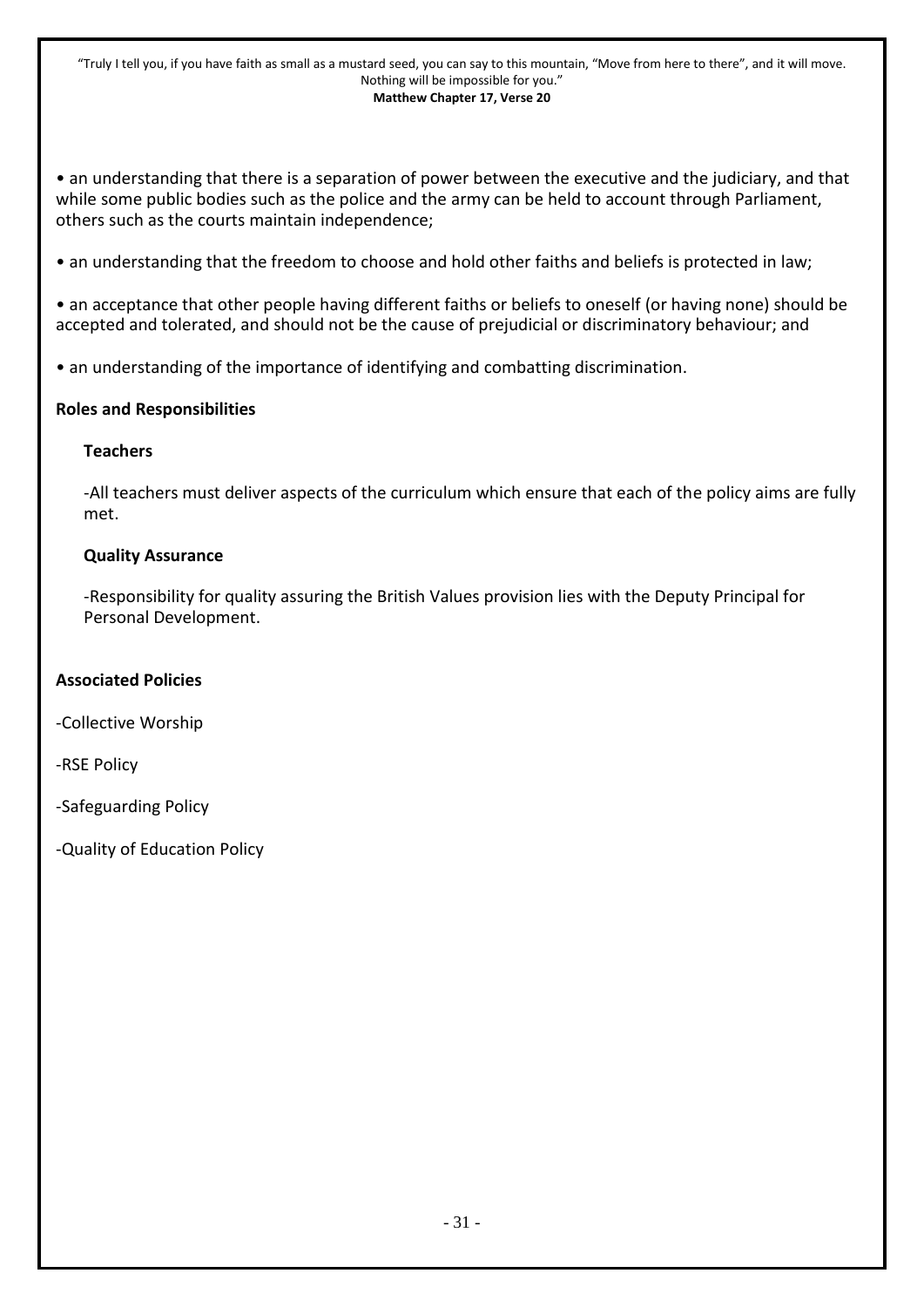• an understanding that there is a separation of power between the executive and the judiciary, and that while some public bodies such as the police and the army can be held to account through Parliament, others such as the courts maintain independence;

• an understanding that the freedom to choose and hold other faiths and beliefs is protected in law;

• an acceptance that other people having different faiths or beliefs to oneself (or having none) should be accepted and tolerated, and should not be the cause of prejudicial or discriminatory behaviour; and

• an understanding of the importance of identifying and combatting discrimination.

**Roles and Responsibilities**

**Teachers**

-All teachers must deliver aspects of the curriculum which ensure that each of the policy aims are fully met.

**Quality Assurance**

-Responsibility for quality assuring the British Values provision lies with the Deputy Principal for Personal Development.

**Associated Policies**

-Collective Worship

-RSE Policy

-Safeguarding Policy

-Quality of Education Policy